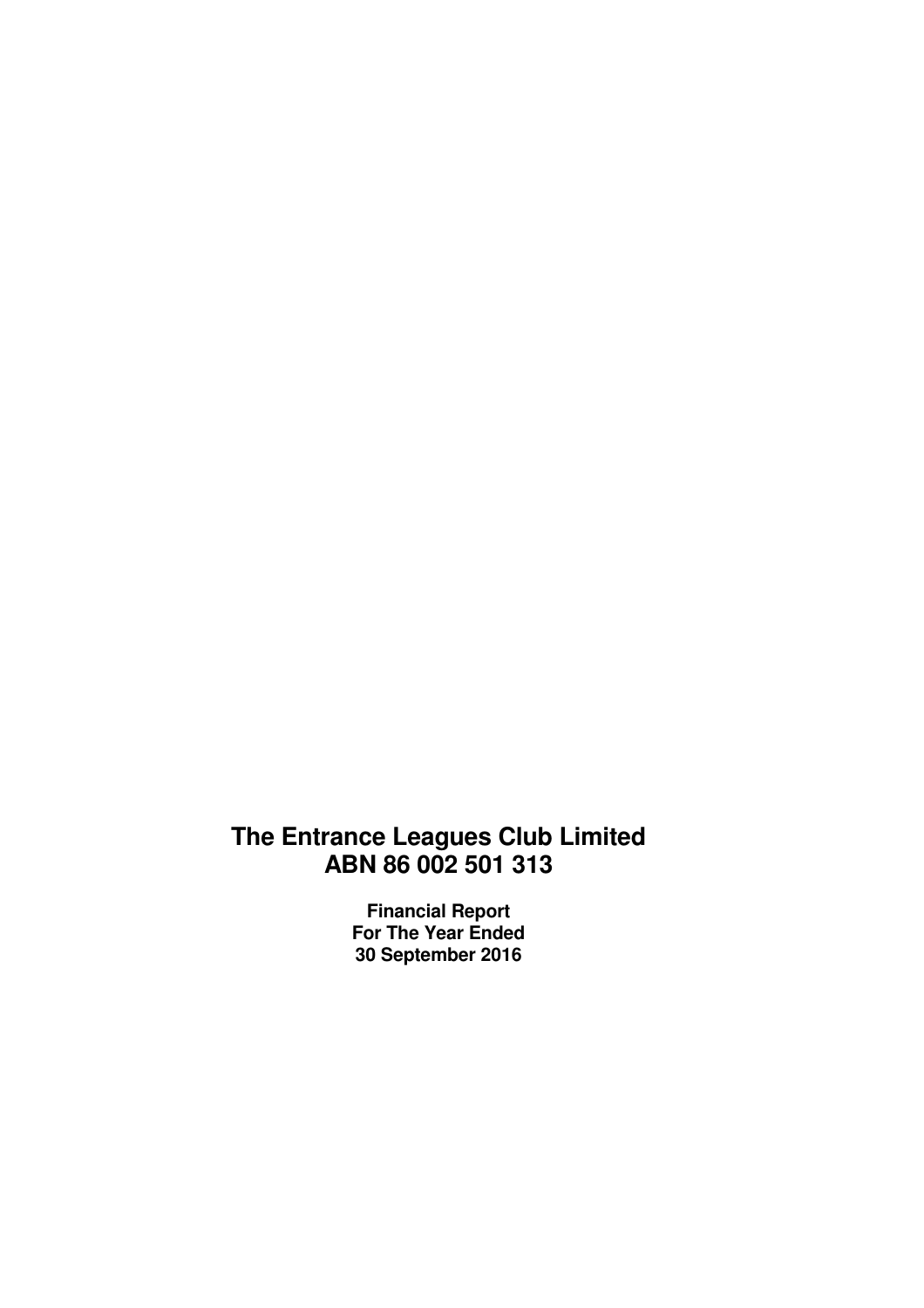# The Entrance Leagues Club Limited
# ABN 86 002 501 313

**Financial Report**
**For The Year Ended**
**30 September 2016**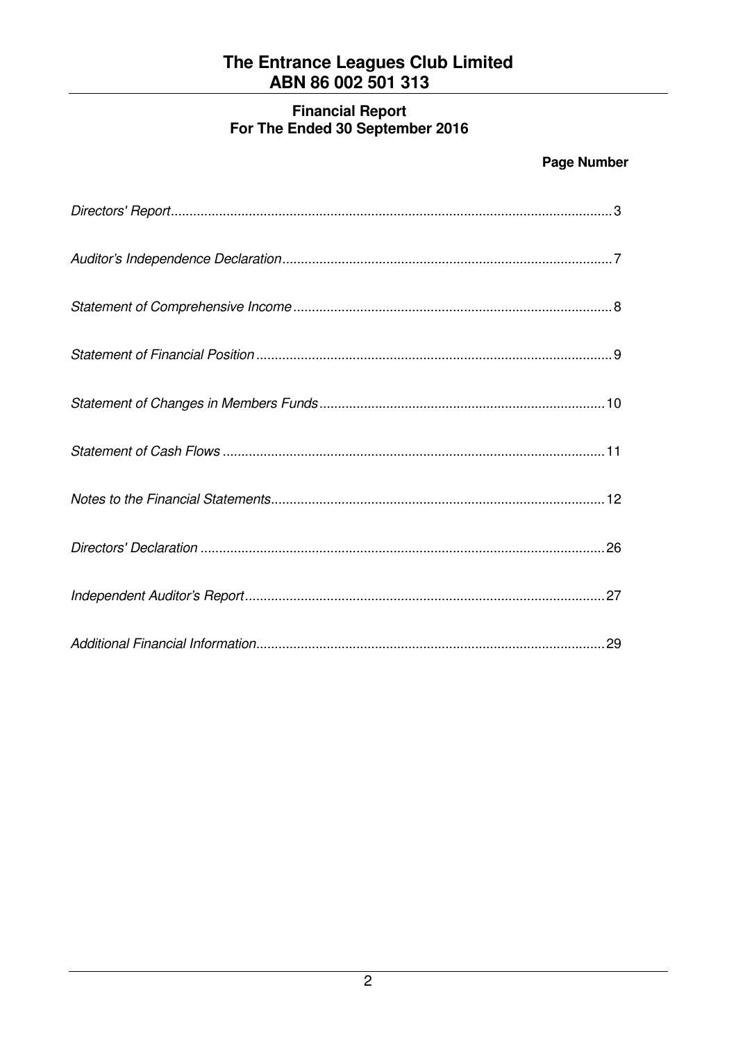# The Entrance Leagues Club Limited
## ABN 86 002 501 313

### Financial Report
### For The Ended 30 September 2016

| | Page Number |
|---|---|
| *Directors' Report* | 3 |
| *Auditor's Independence Declaration* | 7 |
| *Statement of Comprehensive Income* | 8 |
| *Statement of Financial Position* | 9 |
| *Statement of Changes in Members Funds* | 10 |
| *Statement of Cash Flows* | 11 |
| *Notes to the Financial Statements* | 12 |
| *Directors' Declaration* | 26 |
| *Independent Auditor's Report* | 27 |
| *Additional Financial Information* | 29 |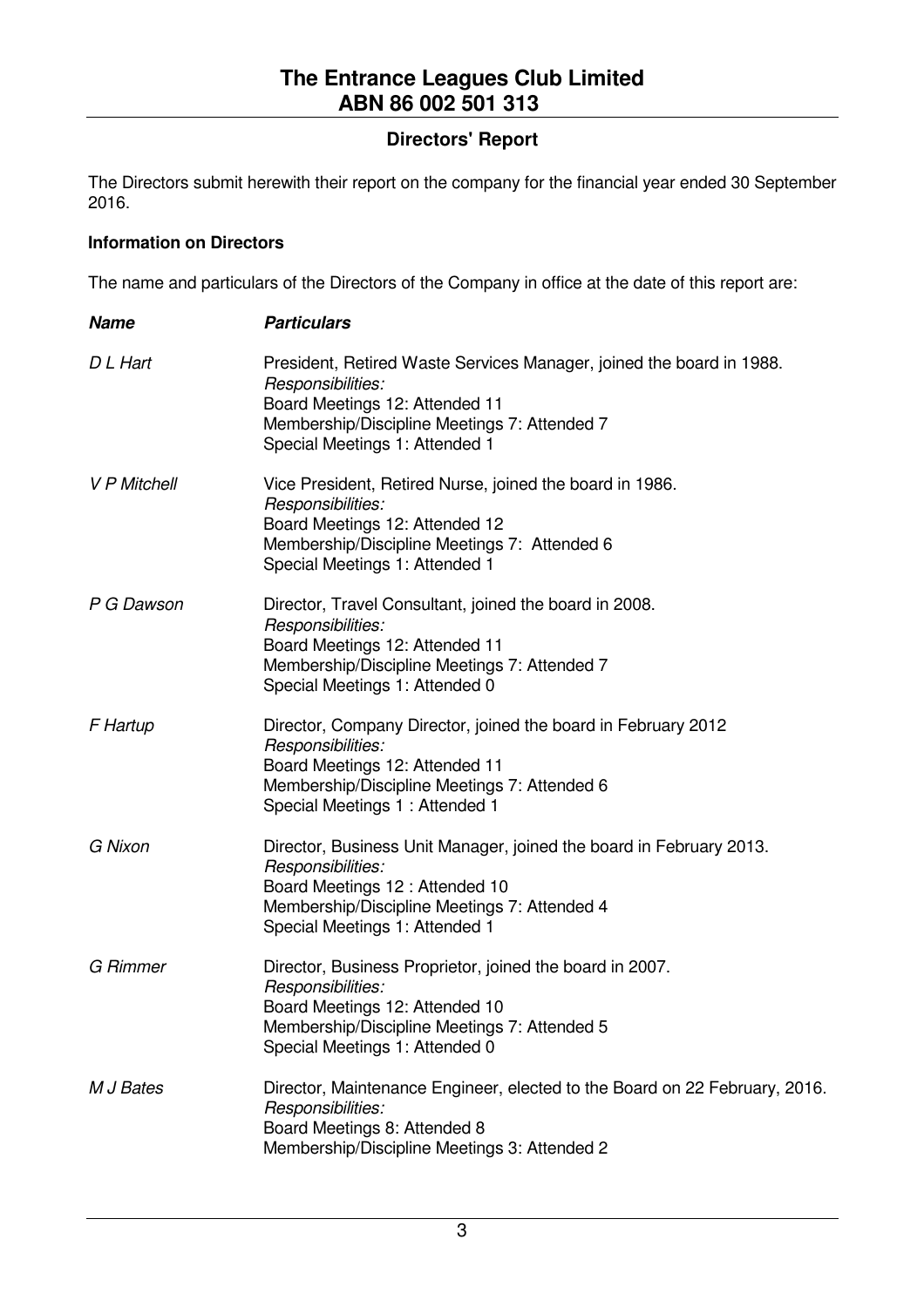# The Entrance Leagues Club Limited
# ABN 86 002 501 313

## Directors' Report

The Directors submit herewith their report on the company for the financial year ended 30 September 2016.

### Information on Directors

The name and particulars of the Directors of the Company in office at the date of this report are:

| ***Name*** | ***Particulars*** |
|---|---|
| *D L Hart* | President, Retired Waste Services Manager, joined the board in 1988.<br>*Responsibilities:*<br>Board Meetings 12: Attended 11<br>Membership/Discipline Meetings 7: Attended 7<br>Special Meetings 1: Attended 1 |
| *V P Mitchell* | Vice President, Retired Nurse, joined the board in 1986.<br>*Responsibilities:*<br>Board Meetings 12: Attended 12<br>Membership/Discipline Meetings 7: Attended 6<br>Special Meetings 1: Attended 1 |
| *P G Dawson* | Director, Travel Consultant, joined the board in 2008.<br>*Responsibilities:*<br>Board Meetings 12: Attended 11<br>Membership/Discipline Meetings 7: Attended 7<br>Special Meetings 1: Attended 0 |
| *F Hartup* | Director, Company Director, joined the board in February 2012<br>*Responsibilities:*<br>Board Meetings 12: Attended 11<br>Membership/Discipline Meetings 7: Attended 6<br>Special Meetings 1 : Attended 1 |
| *G Nixon* | Director, Business Unit Manager, joined the board in February 2013.<br>*Responsibilities:*<br>Board Meetings 12 : Attended 10<br>Membership/Discipline Meetings 7: Attended 4<br>Special Meetings 1: Attended 1 |
| *G Rimmer* | Director, Business Proprietor, joined the board in 2007.<br>*Responsibilities:*<br>Board Meetings 12: Attended 10<br>Membership/Discipline Meetings 7: Attended 5<br>Special Meetings 1: Attended 0 |
| *M J Bates* | Director, Maintenance Engineer, elected to the Board on 22 February, 2016.<br>*Responsibilities:*<br>Board Meetings 8: Attended 8<br>Membership/Discipline Meetings 3: Attended 2 |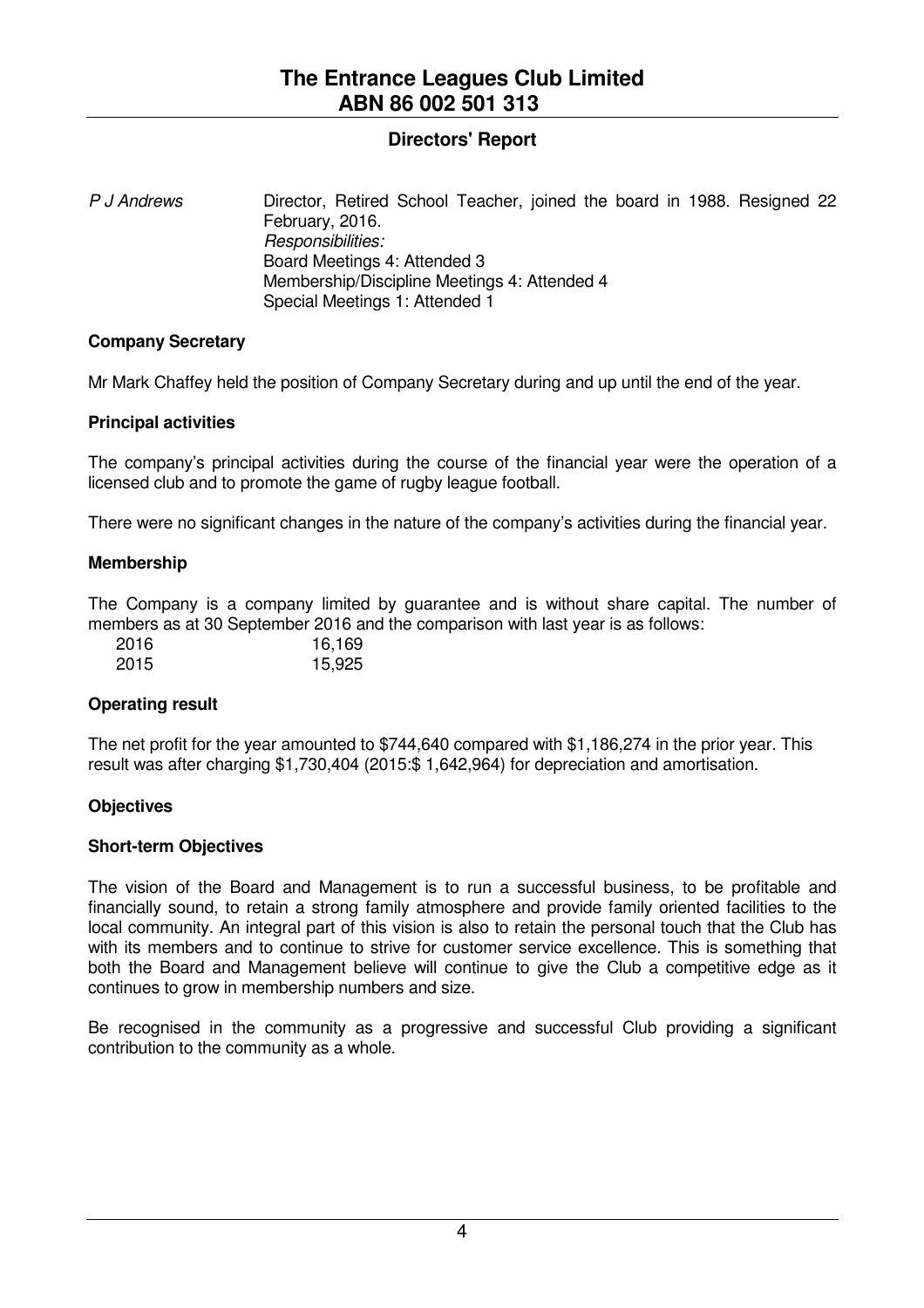*P J Andrews* Director, Retired School Teacher, joined the board in 1988. Resigned 22 February, 2016.
*Responsibilities:*
Board Meetings 4: Attended 3
Membership/Discipline Meetings 4: Attended 4
Special Meetings 1: Attended 1

**Company Secretary**

Mr Mark Chaffey held the position of Company Secretary during and up until the end of the year.

**Principal activities**

The company's principal activities during the course of the financial year were the operation of a licensed club and to promote the game of rugby league football.

There were no significant changes in the nature of the company's activities during the financial year.

**Membership**

The Company is a company limited by guarantee and is without share capital. The number of members as at 30 September 2016 and the comparison with last year is as follows:

| | |
|---|---|
| 2016 | 16,169 |
| 2015 | 15,925 |

**Operating result**

The net profit for the year amounted to $744,640 compared with $1,186,274 in the prior year. This result was after charging $1,730,404 (2015:$ 1,642,964) for depreciation and amortisation.

**Objectives**

**Short-term Objectives**

The vision of the Board and Management is to run a successful business, to be profitable and financially sound, to retain a strong family atmosphere and provide family oriented facilities to the local community. An integral part of this vision is also to retain the personal touch that the Club has with its members and to continue to strive for customer service excellence. This is something that both the Board and Management believe will continue to give the Club a competitive edge as it continues to grow in membership numbers and size.

Be recognised in the community as a progressive and successful Club providing a significant contribution to the community as a whole.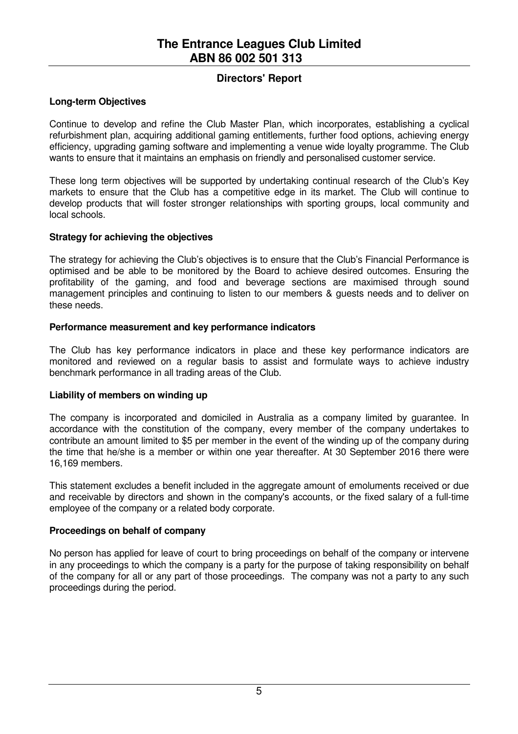# The Entrance Leagues Club Limited
## ABN 86 002 501 313

## Directors' Report

**Long-term Objectives**

Continue to develop and refine the Club Master Plan, which incorporates, establishing a cyclical refurbishment plan, acquiring additional gaming entitlements, further food options, achieving energy efficiency, upgrading gaming software and implementing a venue wide loyalty programme. The Club wants to ensure that it maintains an emphasis on friendly and personalised customer service.

These long term objectives will be supported by undertaking continual research of the Club's Key markets to ensure that the Club has a competitive edge in its market. The Club will continue to develop products that will foster stronger relationships with sporting groups, local community and local schools.

**Strategy for achieving the objectives**

The strategy for achieving the Club's objectives is to ensure that the Club's Financial Performance is optimised and be able to be monitored by the Board to achieve desired outcomes. Ensuring the profitability of the gaming, and food and beverage sections are maximised through sound management principles and continuing to listen to our members & guests needs and to deliver on these needs.

**Performance measurement and key performance indicators**

The Club has key performance indicators in place and these key performance indicators are monitored and reviewed on a regular basis to assist and formulate ways to achieve industry benchmark performance in all trading areas of the Club.

**Liability of members on winding up**

The company is incorporated and domiciled in Australia as a company limited by guarantee. In accordance with the constitution of the company, every member of the company undertakes to contribute an amount limited to $5 per member in the event of the winding up of the company during the time that he/she is a member or within one year thereafter. At 30 September 2016 there were 16,169 members.

This statement excludes a benefit included in the aggregate amount of emoluments received or due and receivable by directors and shown in the company's accounts, or the fixed salary of a full-time employee of the company or a related body corporate.

**Proceedings on behalf of company**

No person has applied for leave of court to bring proceedings on behalf of the company or intervene in any proceedings to which the company is a party for the purpose of taking responsibility on behalf of the company for all or any part of those proceedings. The company was not a party to any such proceedings during the period.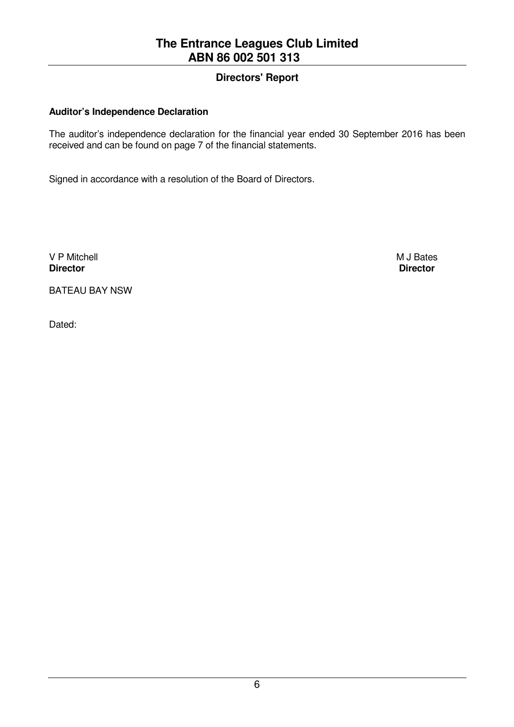## Directors' Report

**Auditor's Independence Declaration**

The auditor's independence declaration for the financial year ended 30 September 2016 has been received and can be found on page 7 of the financial statements.

Signed in accordance with a resolution of the Board of Directors.

| | |
|---|---|
| V P Mitchell | M J Bates |
| **Director** | **Director** |

BATEAU BAY NSW

Dated: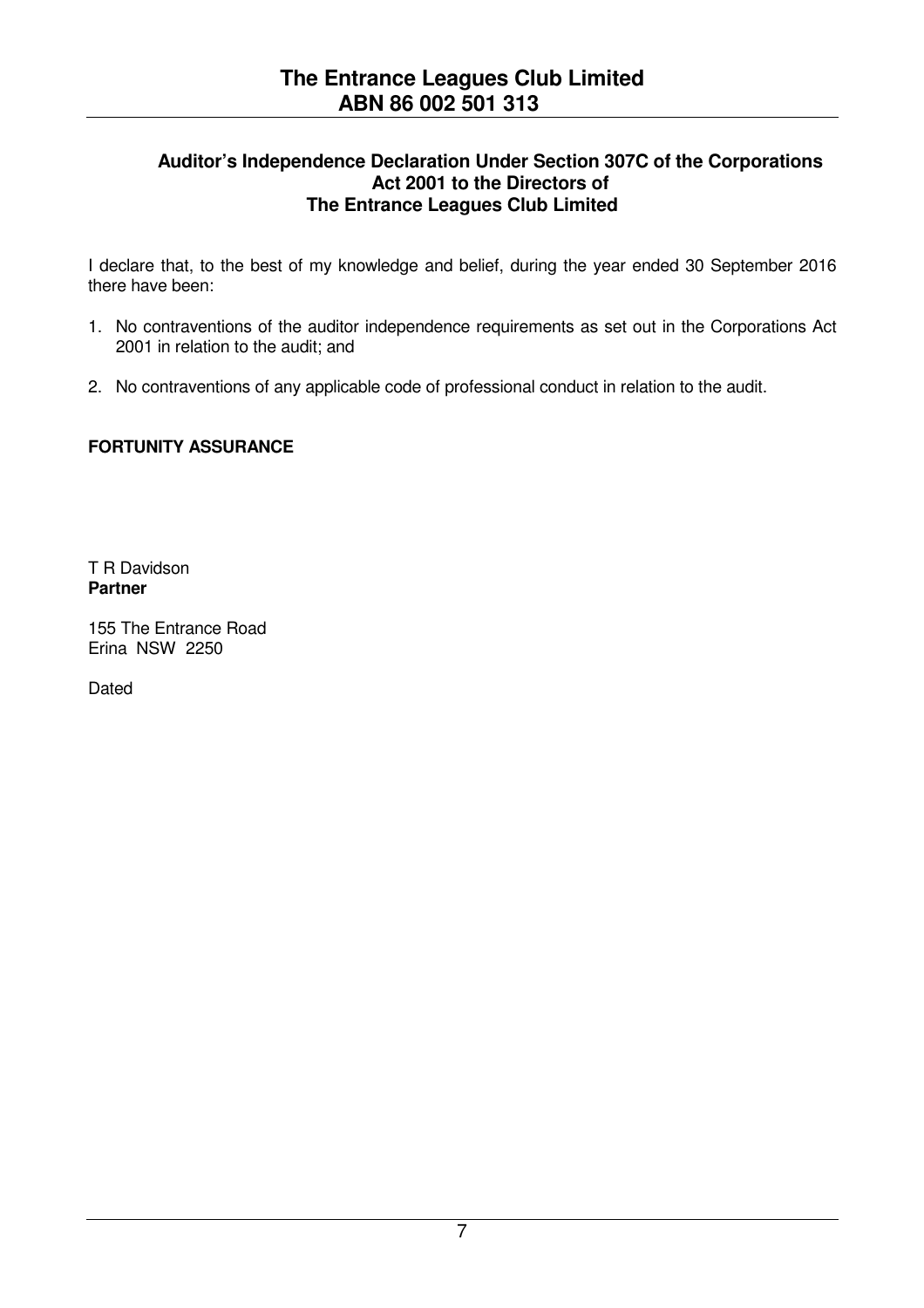# The Entrance Leagues Club Limited
# ABN 86 002 501 313

### Auditor's Independence Declaration Under Section 307C of the Corporations Act 2001 to the Directors of The Entrance Leagues Club Limited

I declare that, to the best of my knowledge and belief, during the year ended 30 September 2016 there have been:

1. No contraventions of the auditor independence requirements as set out in the Corporations Act 2001 in relation to the audit; and
2. No contraventions of any applicable code of professional conduct in relation to the audit.

**FORTUNITY ASSURANCE**

T R Davidson
**Partner**

155 The Entrance Road
Erina NSW 2250

Dated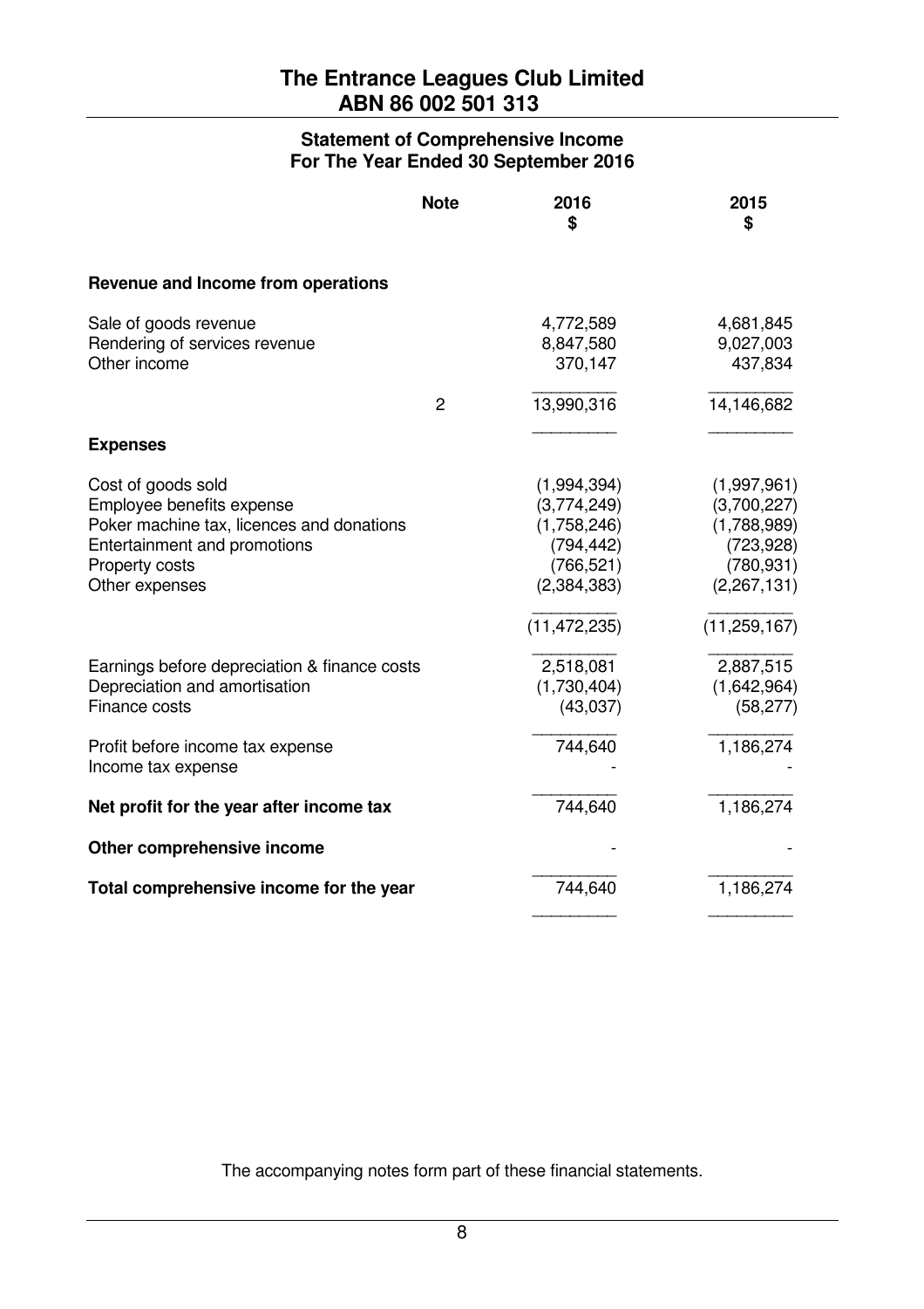# The Entrance Leagues Club Limited
## ABN 86 002 501 313

### Statement of Comprehensive Income
### For The Year Ended 30 September 2016

| | Note | 2016<br>$ | 2015<br>$ |
|---|---|---|---|
| **Revenue and Income from operations** | | | |
| Sale of goods revenue | | 4,772,589 | 4,681,845 |
| Rendering of services revenue | | 8,847,580 | 9,027,003 |
| Other income | | 370,147 | 437,834 |
| | 2 | 13,990,316 | 14,146,682 |
| **Expenses** | | | |
| Cost of goods sold | | (1,994,394) | (1,997,961) |
| Employee benefits expense | | (3,774,249) | (3,700,227) |
| Poker machine tax, licences and donations | | (1,758,246) | (1,788,989) |
| Entertainment and promotions | | (794,442) | (723,928) |
| Property costs | | (766,521) | (780,931) |
| Other expenses | | (2,384,383) | (2,267,131) |
| | | (11,472,235) | (11,259,167) |
| Earnings before depreciation & finance costs | | 2,518,081 | 2,887,515 |
| Depreciation and amortisation | | (1,730,404) | (1,642,964) |
| Finance costs | | (43,037) | (58,277) |
| Profit before income tax expense | | 744,640 | 1,186,274 |
| Income tax expense | | - | - |
| **Net profit for the year after income tax** | | 744,640 | 1,186,274 |
| **Other comprehensive income** | | - | - |
| **Total comprehensive income for the year** | | 744,640 | 1,186,274 |

The accompanying notes form part of these financial statements.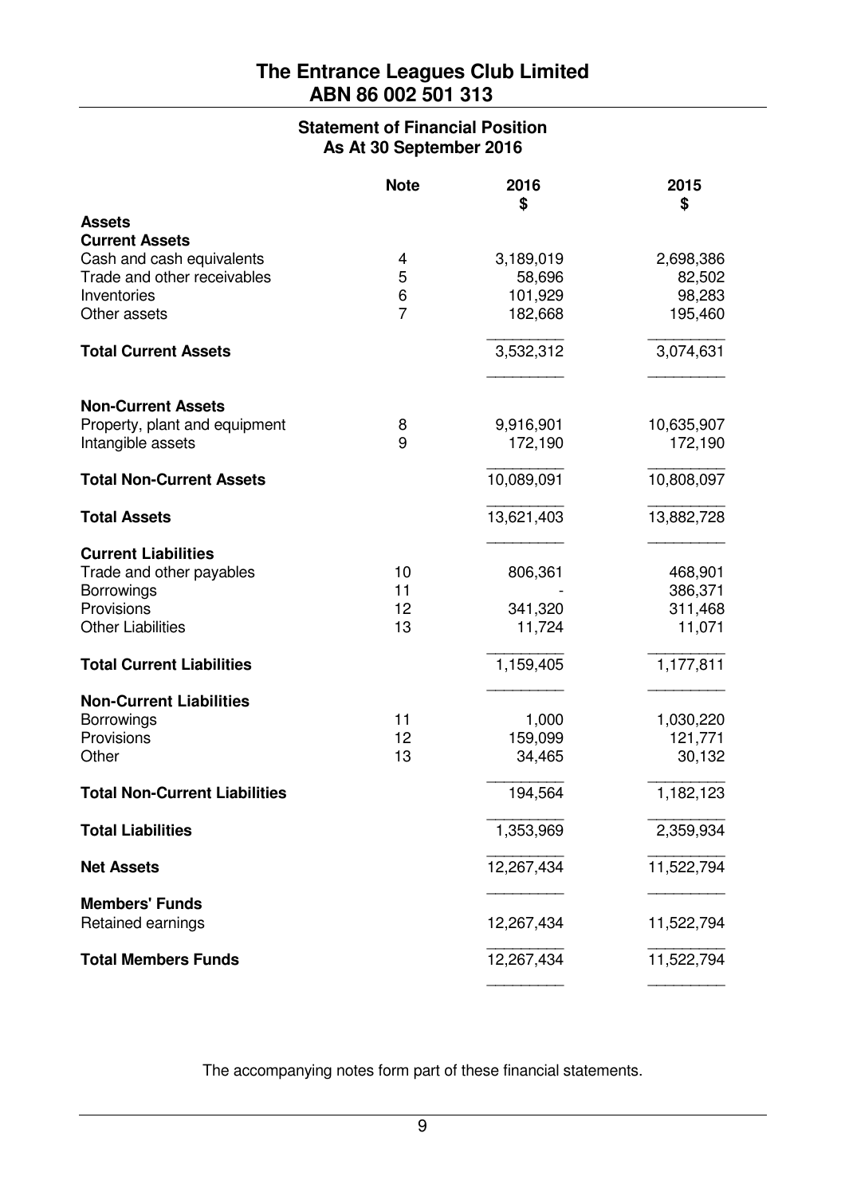# The Entrance Leagues Club Limited
## ABN 86 002 501 313

### Statement of Financial Position
### As At 30 September 2016

| | Note | 2016<br>$ | 2015<br>$ |
|---|---|---|---|
| **Assets** | | | |
| **Current Assets** | | | |
| Cash and cash equivalents | 4 | 3,189,019 | 2,698,386 |
| Trade and other receivables | 5 | 58,696 | 82,502 |
| Inventories | 6 | 101,929 | 98,283 |
| Other assets | 7 | 182,668 | 195,460 |
| **Total Current Assets** | | 3,532,312 | 3,074,631 |
| **Non-Current Assets** | | | |
| Property, plant and equipment | 8 | 9,916,901 | 10,635,907 |
| Intangible assets | 9 | 172,190 | 172,190 |
| **Total Non-Current Assets** | | 10,089,091 | 10,808,097 |
| **Total Assets** | | 13,621,403 | 13,882,728 |
| **Current Liabilities** | | | |
| Trade and other payables | 10 | 806,361 | 468,901 |
| Borrowings | 11 | - | 386,371 |
| Provisions | 12 | 341,320 | 311,468 |
| Other Liabilities | 13 | 11,724 | 11,071 |
| **Total Current Liabilities** | | 1,159,405 | 1,177,811 |
| **Non-Current Liabilities** | | | |
| Borrowings | 11 | 1,000 | 1,030,220 |
| Provisions | 12 | 159,099 | 121,771 |
| Other | 13 | 34,465 | 30,132 |
| **Total Non-Current Liabilities** | | 194,564 | 1,182,123 |
| **Total Liabilities** | | 1,353,969 | 2,359,934 |
| **Net Assets** | | 12,267,434 | 11,522,794 |
| **Members' Funds** | | | |
| Retained earnings | | 12,267,434 | 11,522,794 |
| **Total Members Funds** | | 12,267,434 | 11,522,794 |

The accompanying notes form part of these financial statements.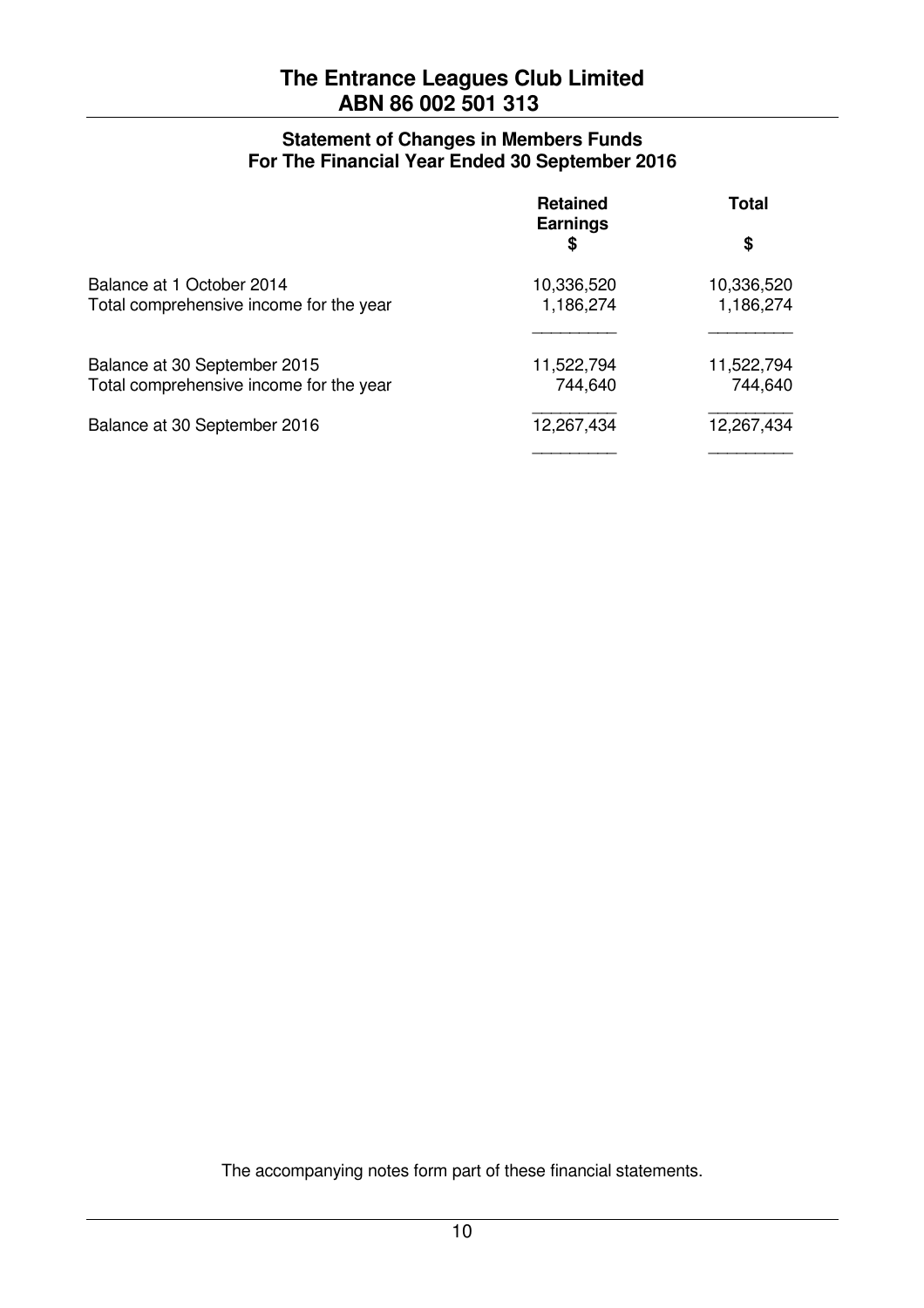# The Entrance Leagues Club Limited
## ABN 86 002 501 313

### Statement of Changes in Members Funds
### For The Financial Year Ended 30 September 2016

| | Retained Earnings $ | Total $ |
|---|---|---|
| Balance at 1 October 2014 | 10,336,520 | 10,336,520 |
| Total comprehensive income for the year | 1,186,274 | 1,186,274 |
| Balance at 30 September 2015 | 11,522,794 | 11,522,794 |
| Total comprehensive income for the year | 744,640 | 744,640 |
| Balance at 30 September 2016 | 12,267,434 | 12,267,434 |

The accompanying notes form part of these financial statements.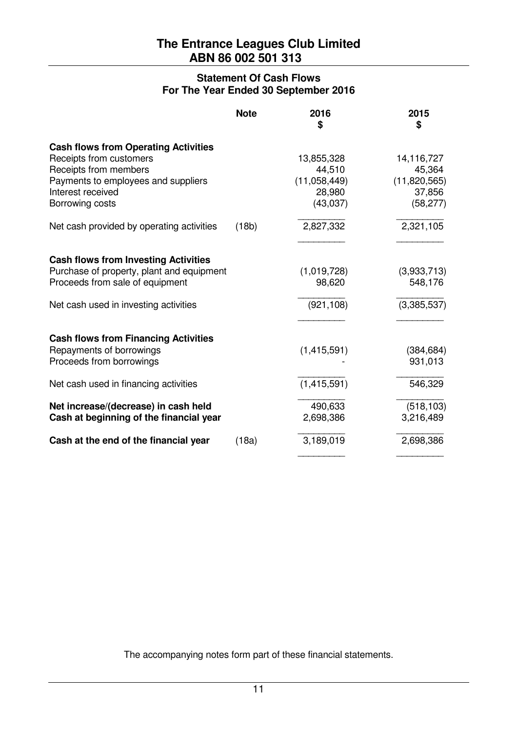# The Entrance Leagues Club Limited
# ABN 86 002 501 313

## Statement Of Cash Flows
## For The Year Ended 30 September 2016

| | Note | 2016 $ | 2015 $ |
|---|---|---|---|
| **Cash flows from Operating Activities** | | | |
| Receipts from customers | | 13,855,328 | 14,116,727 |
| Receipts from members | | 44,510 | 45,364 |
| Payments to employees and suppliers | | (11,058,449) | (11,820,565) |
| Interest received | | 28,980 | 37,856 |
| Borrowing costs | | (43,037) | (58,277) |
| Net cash provided by operating activities | (18b) | 2,827,332 | 2,321,105 |
| **Cash flows from Investing Activities** | | | |
| Purchase of property, plant and equipment | | (1,019,728) | (3,933,713) |
| Proceeds from sale of equipment | | 98,620 | 548,176 |
| Net cash used in investing activities | | (921,108) | (3,385,537) |
| **Cash flows from Financing Activities** | | | |
| Repayments of borrowings | | (1,415,591) | (384,684) |
| Proceeds from borrowings | | - | 931,013 |
| Net cash used in financing activities | | (1,415,591) | 546,329 |
| **Net increase/(decrease) in cash held** | | 490,633 | (518,103) |
| **Cash at beginning of the financial year** | | 2,698,386 | 3,216,489 |
| **Cash at the end of the financial year** | (18a) | 3,189,019 | 2,698,386 |

The accompanying notes form part of these financial statements.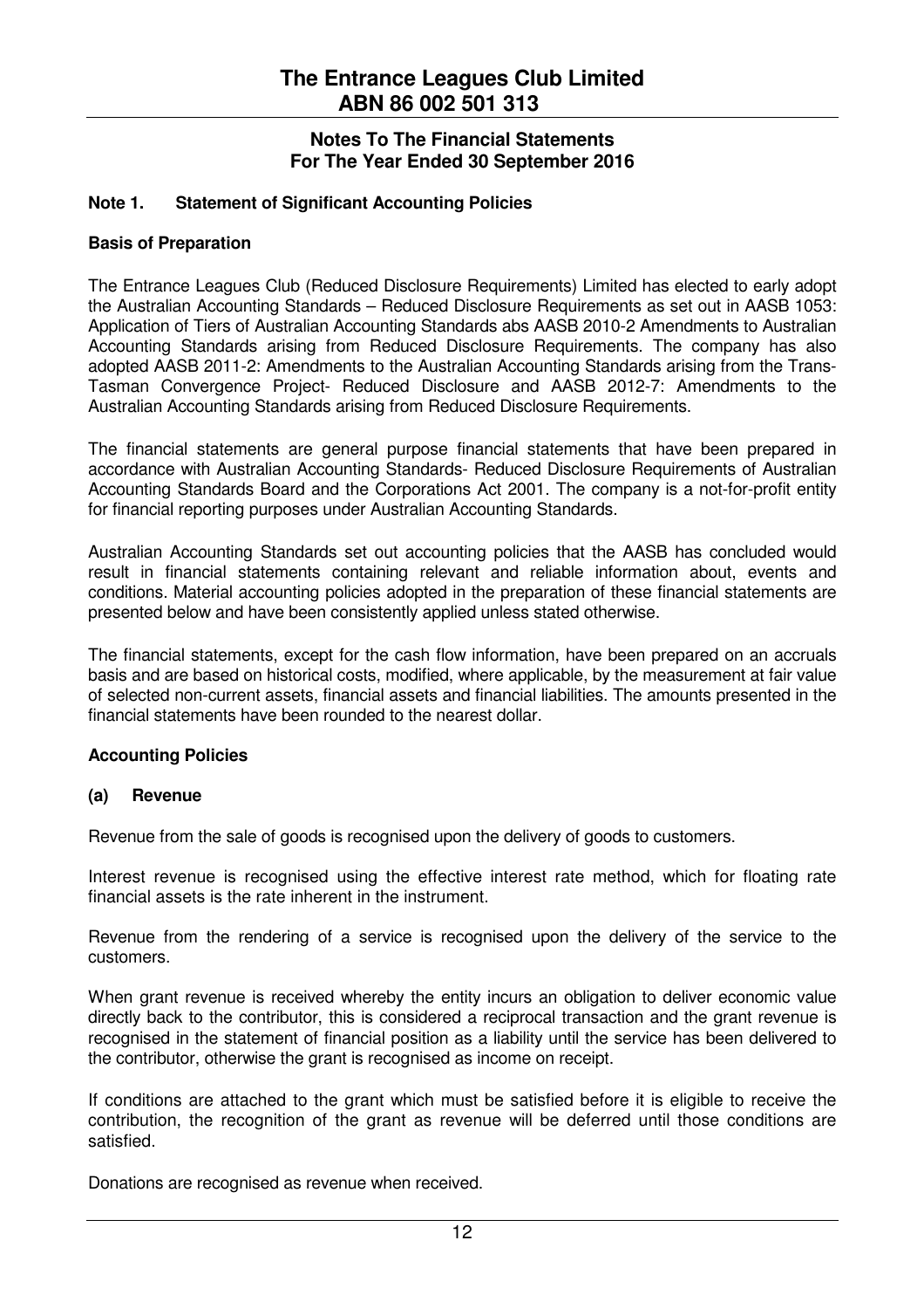# The Entrance Leagues Club Limited
# ABN 86 002 501 313

## Notes To The Financial Statements
## For The Year Ended 30 September 2016

### Note 1. Statement of Significant Accounting Policies

**Basis of Preparation**

The Entrance Leagues Club (Reduced Disclosure Requirements) Limited has elected to early adopt the Australian Accounting Standards – Reduced Disclosure Requirements as set out in AASB 1053: Application of Tiers of Australian Accounting Standards abs AASB 2010-2 Amendments to Australian Accounting Standards arising from Reduced Disclosure Requirements. The company has also adopted AASB 2011-2: Amendments to the Australian Accounting Standards arising from the Trans-Tasman Convergence Project- Reduced Disclosure and AASB 2012-7: Amendments to the Australian Accounting Standards arising from Reduced Disclosure Requirements.

The financial statements are general purpose financial statements that have been prepared in accordance with Australian Accounting Standards- Reduced Disclosure Requirements of Australian Accounting Standards Board and the Corporations Act 2001. The company is a not-for-profit entity for financial reporting purposes under Australian Accounting Standards.

Australian Accounting Standards set out accounting policies that the AASB has concluded would result in financial statements containing relevant and reliable information about, events and conditions. Material accounting policies adopted in the preparation of these financial statements are presented below and have been consistently applied unless stated otherwise.

The financial statements, except for the cash flow information, have been prepared on an accruals basis and are based on historical costs, modified, where applicable, by the measurement at fair value of selected non-current assets, financial assets and financial liabilities. The amounts presented in the financial statements have been rounded to the nearest dollar.

**Accounting Policies**

**(a) Revenue**

Revenue from the sale of goods is recognised upon the delivery of goods to customers.

Interest revenue is recognised using the effective interest rate method, which for floating rate financial assets is the rate inherent in the instrument.

Revenue from the rendering of a service is recognised upon the delivery of the service to the customers.

When grant revenue is received whereby the entity incurs an obligation to deliver economic value directly back to the contributor, this is considered a reciprocal transaction and the grant revenue is recognised in the statement of financial position as a liability until the service has been delivered to the contributor, otherwise the grant is recognised as income on receipt.

If conditions are attached to the grant which must be satisfied before it is eligible to receive the contribution, the recognition of the grant as revenue will be deferred until those conditions are satisfied.

Donations are recognised as revenue when received.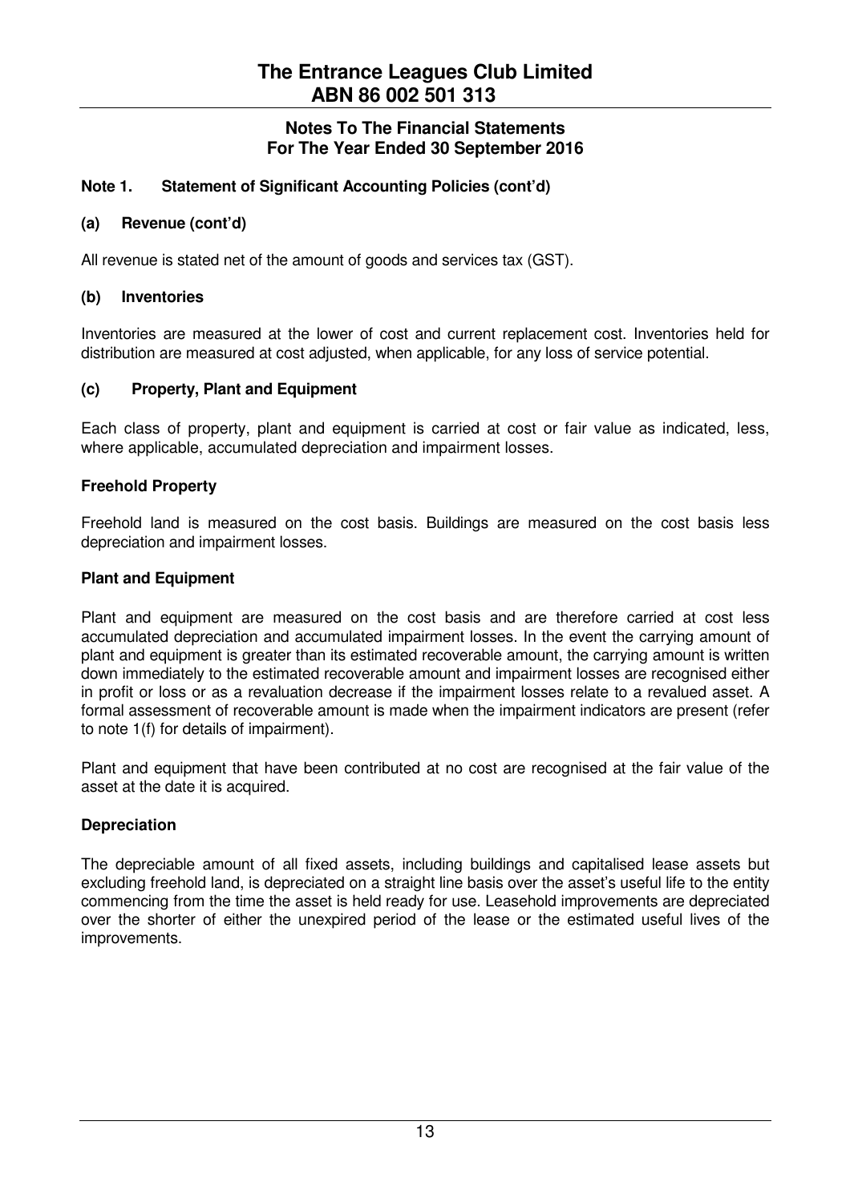# The Entrance Leagues Club Limited
## ABN 86 002 501 313

### Notes To The Financial Statements
### For The Year Ended 30 September 2016

**Note 1. Statement of Significant Accounting Policies (cont'd)**

**(a) Revenue (cont'd)**

All revenue is stated net of the amount of goods and services tax (GST).

**(b) Inventories**

Inventories are measured at the lower of cost and current replacement cost. Inventories held for distribution are measured at cost adjusted, when applicable, for any loss of service potential.

**(c) Property, Plant and Equipment**

Each class of property, plant and equipment is carried at cost or fair value as indicated, less, where applicable, accumulated depreciation and impairment losses.

**Freehold Property**

Freehold land is measured on the cost basis. Buildings are measured on the cost basis less depreciation and impairment losses.

**Plant and Equipment**

Plant and equipment are measured on the cost basis and are therefore carried at cost less accumulated depreciation and accumulated impairment losses. In the event the carrying amount of plant and equipment is greater than its estimated recoverable amount, the carrying amount is written down immediately to the estimated recoverable amount and impairment losses are recognised either in profit or loss or as a revaluation decrease if the impairment losses relate to a revalued asset. A formal assessment of recoverable amount is made when the impairment indicators are present (refer to note 1(f) for details of impairment).

Plant and equipment that have been contributed at no cost are recognised at the fair value of the asset at the date it is acquired.

**Depreciation**

The depreciable amount of all fixed assets, including buildings and capitalised lease assets but excluding freehold land, is depreciated on a straight line basis over the asset's useful life to the entity commencing from the time the asset is held ready for use. Leasehold improvements are depreciated over the shorter of either the unexpired period of the lease or the estimated useful lives of the improvements.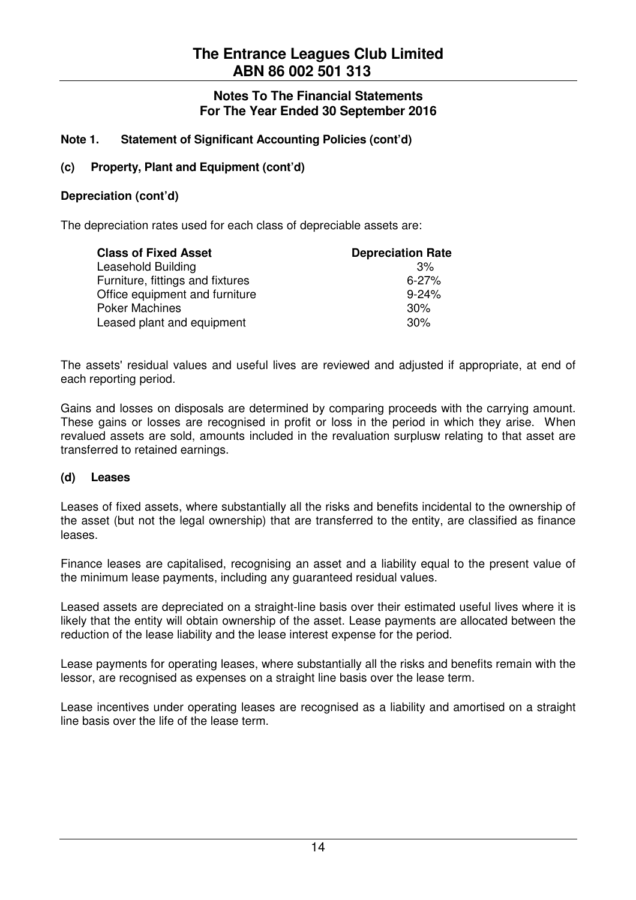# The Entrance Leagues Club Limited
## ABN 86 002 501 313

### Notes To The Financial Statements
### For The Year Ended 30 September 2016

**Note 1. Statement of Significant Accounting Policies (cont'd)**

**(c) Property, Plant and Equipment (cont'd)**

**Depreciation (cont'd)**

The depreciation rates used for each class of depreciable assets are:

| Class of Fixed Asset | Depreciation Rate |
|---|---|
| Leasehold Building | 3% |
| Furniture, fittings and fixtures | 6-27% |
| Office equipment and furniture | 9-24% |
| Poker Machines | 30% |
| Leased plant and equipment | 30% |

The assets' residual values and useful lives are reviewed and adjusted if appropriate, at end of each reporting period.

Gains and losses on disposals are determined by comparing proceeds with the carrying amount. These gains or losses are recognised in profit or loss in the period in which they arise. When revalued assets are sold, amounts included in the revaluation surplusw relating to that asset are transferred to retained earnings.

**(d) Leases**

Leases of fixed assets, where substantially all the risks and benefits incidental to the ownership of the asset (but not the legal ownership) that are transferred to the entity, are classified as finance leases.

Finance leases are capitalised, recognising an asset and a liability equal to the present value of the minimum lease payments, including any guaranteed residual values.

Leased assets are depreciated on a straight-line basis over their estimated useful lives where it is likely that the entity will obtain ownership of the asset. Lease payments are allocated between the reduction of the lease liability and the lease interest expense for the period.

Lease payments for operating leases, where substantially all the risks and benefits remain with the lessor, are recognised as expenses on a straight line basis over the lease term.

Lease incentives under operating leases are recognised as a liability and amortised on a straight line basis over the life of the lease term.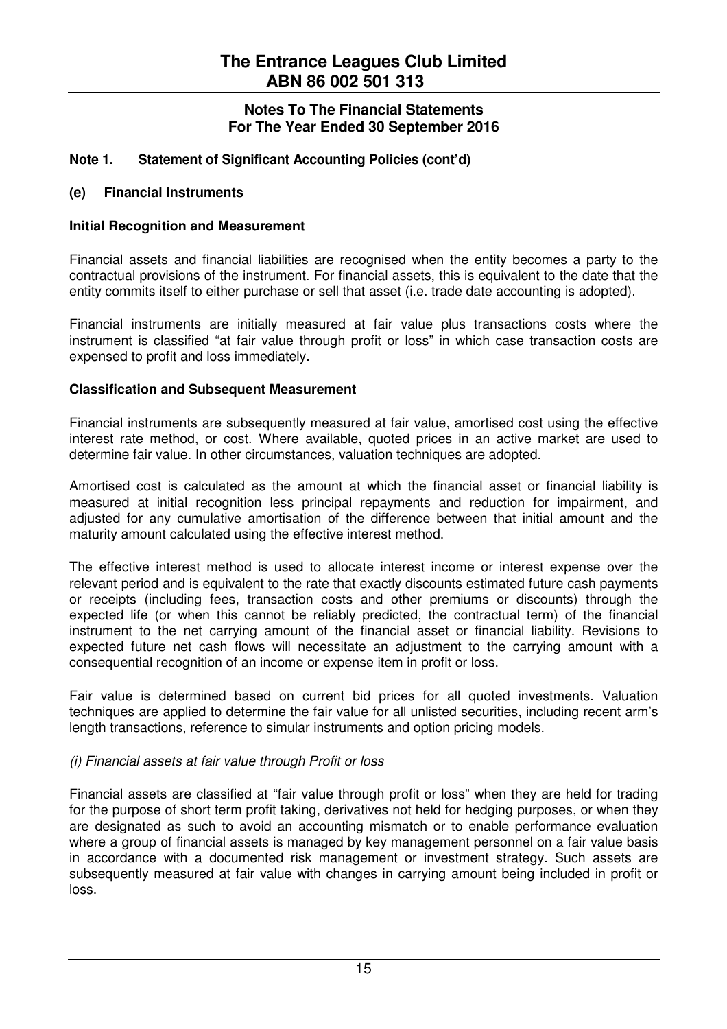# The Entrance Leagues Club Limited
## ABN 86 002 501 313

### Notes To The Financial Statements
### For The Year Ended 30 September 2016

**Note 1. Statement of Significant Accounting Policies (cont'd)**

**(e) Financial Instruments**

**Initial Recognition and Measurement**

Financial assets and financial liabilities are recognised when the entity becomes a party to the contractual provisions of the instrument. For financial assets, this is equivalent to the date that the entity commits itself to either purchase or sell that asset (i.e. trade date accounting is adopted).

Financial instruments are initially measured at fair value plus transactions costs where the instrument is classified "at fair value through profit or loss" in which case transaction costs are expensed to profit and loss immediately.

**Classification and Subsequent Measurement**

Financial instruments are subsequently measured at fair value, amortised cost using the effective interest rate method, or cost. Where available, quoted prices in an active market are used to determine fair value. In other circumstances, valuation techniques are adopted.

Amortised cost is calculated as the amount at which the financial asset or financial liability is measured at initial recognition less principal repayments and reduction for impairment, and adjusted for any cumulative amortisation of the difference between that initial amount and the maturity amount calculated using the effective interest method.

The effective interest method is used to allocate interest income or interest expense over the relevant period and is equivalent to the rate that exactly discounts estimated future cash payments or receipts (including fees, transaction costs and other premiums or discounts) through the expected life (or when this cannot be reliably predicted, the contractual term) of the financial instrument to the net carrying amount of the financial asset or financial liability. Revisions to expected future net cash flows will necessitate an adjustment to the carrying amount with a consequential recognition of an income or expense item in profit or loss.

Fair value is determined based on current bid prices for all quoted investments. Valuation techniques are applied to determine the fair value for all unlisted securities, including recent arm's length transactions, reference to simular instruments and option pricing models.

*(i) Financial assets at fair value through Profit or loss*

Financial assets are classified at "fair value through profit or loss" when they are held for trading for the purpose of short term profit taking, derivatives not held for hedging purposes, or when they are designated as such to avoid an accounting mismatch or to enable performance evaluation where a group of financial assets is managed by key management personnel on a fair value basis in accordance with a documented risk management or investment strategy. Such assets are subsequently measured at fair value with changes in carrying amount being included in profit or loss.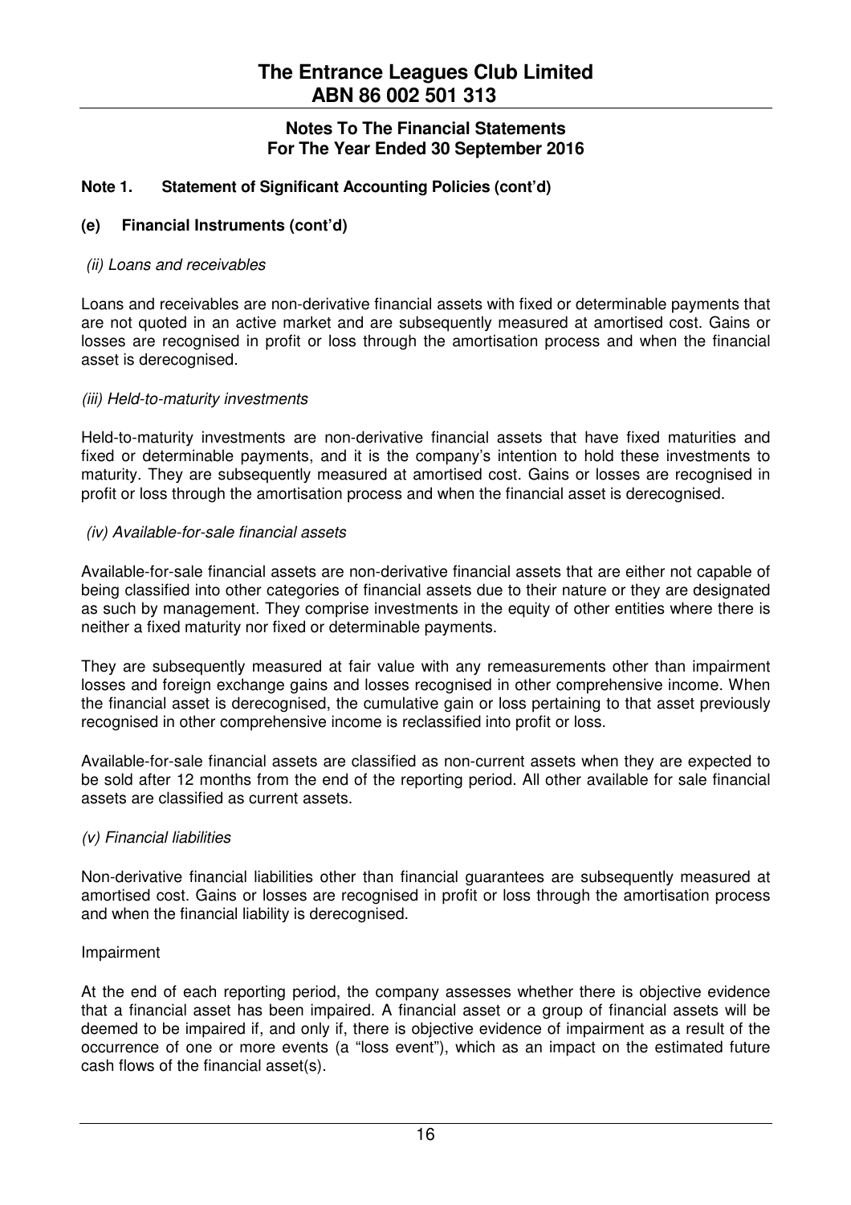# The Entrance Leagues Club Limited
# ABN 86 002 501 313

## Notes To The Financial Statements For The Year Ended 30 September 2016

### Note 1. Statement of Significant Accounting Policies (cont'd)

### (e) Financial Instruments (cont'd)

*(ii) Loans and receivables*

Loans and receivables are non-derivative financial assets with fixed or determinable payments that are not quoted in an active market and are subsequently measured at amortised cost. Gains or losses are recognised in profit or loss through the amortisation process and when the financial asset is derecognised.

*(iii) Held-to-maturity investments*

Held-to-maturity investments are non-derivative financial assets that have fixed maturities and fixed or determinable payments, and it is the company's intention to hold these investments to maturity. They are subsequently measured at amortised cost. Gains or losses are recognised in profit or loss through the amortisation process and when the financial asset is derecognised.

*(iv) Available-for-sale financial assets*

Available-for-sale financial assets are non-derivative financial assets that are either not capable of being classified into other categories of financial assets due to their nature or they are designated as such by management. They comprise investments in the equity of other entities where there is neither a fixed maturity nor fixed or determinable payments.

They are subsequently measured at fair value with any remeasurements other than impairment losses and foreign exchange gains and losses recognised in other comprehensive income. When the financial asset is derecognised, the cumulative gain or loss pertaining to that asset previously recognised in other comprehensive income is reclassified into profit or loss.

Available-for-sale financial assets are classified as non-current assets when they are expected to be sold after 12 months from the end of the reporting period. All other available for sale financial assets are classified as current assets.

*(v) Financial liabilities*

Non-derivative financial liabilities other than financial guarantees are subsequently measured at amortised cost. Gains or losses are recognised in profit or loss through the amortisation process and when the financial liability is derecognised.

Impairment

At the end of each reporting period, the company assesses whether there is objective evidence that a financial asset has been impaired. A financial asset or a group of financial assets will be deemed to be impaired if, and only if, there is objective evidence of impairment as a result of the occurrence of one or more events (a "loss event"), which as an impact on the estimated future cash flows of the financial asset(s).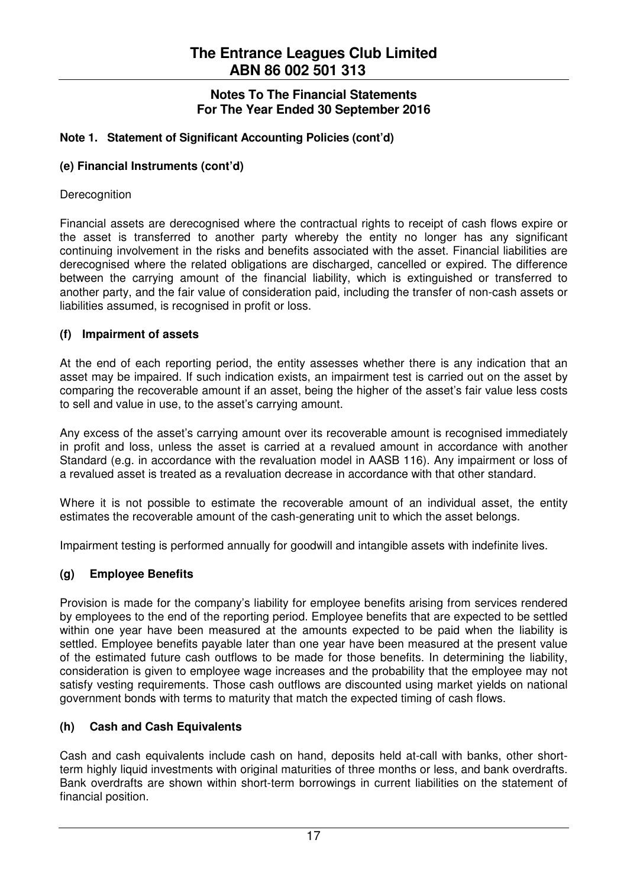# The Entrance Leagues Club Limited
# ABN 86 002 501 313

## Notes To The Financial Statements For The Year Ended 30 September 2016

### Note 1. Statement of Significant Accounting Policies (cont'd)

### (e) Financial Instruments (cont'd)

Derecognition

Financial assets are derecognised where the contractual rights to receipt of cash flows expire or the asset is transferred to another party whereby the entity no longer has any significant continuing involvement in the risks and benefits associated with the asset. Financial liabilities are derecognised where the related obligations are discharged, cancelled or expired. The difference between the carrying amount of the financial liability, which is extinguished or transferred to another party, and the fair value of consideration paid, including the transfer of non-cash assets or liabilities assumed, is recognised in profit or loss.

### (f) Impairment of assets

At the end of each reporting period, the entity assesses whether there is any indication that an asset may be impaired. If such indication exists, an impairment test is carried out on the asset by comparing the recoverable amount if an asset, being the higher of the asset's fair value less costs to sell and value in use, to the asset's carrying amount.

Any excess of the asset's carrying amount over its recoverable amount is recognised immediately in profit and loss, unless the asset is carried at a revalued amount in accordance with another Standard (e.g. in accordance with the revaluation model in AASB 116). Any impairment or loss of a revalued asset is treated as a revaluation decrease in accordance with that other standard.

Where it is not possible to estimate the recoverable amount of an individual asset, the entity estimates the recoverable amount of the cash-generating unit to which the asset belongs.

Impairment testing is performed annually for goodwill and intangible assets with indefinite lives.

### (g) Employee Benefits

Provision is made for the company's liability for employee benefits arising from services rendered by employees to the end of the reporting period. Employee benefits that are expected to be settled within one year have been measured at the amounts expected to be paid when the liability is settled. Employee benefits payable later than one year have been measured at the present value of the estimated future cash outflows to be made for those benefits. In determining the liability, consideration is given to employee wage increases and the probability that the employee may not satisfy vesting requirements. Those cash outflows are discounted using market yields on national government bonds with terms to maturity that match the expected timing of cash flows.

### (h) Cash and Cash Equivalents

Cash and cash equivalents include cash on hand, deposits held at-call with banks, other short-term highly liquid investments with original maturities of three months or less, and bank overdrafts. Bank overdrafts are shown within short-term borrowings in current liabilities on the statement of financial position.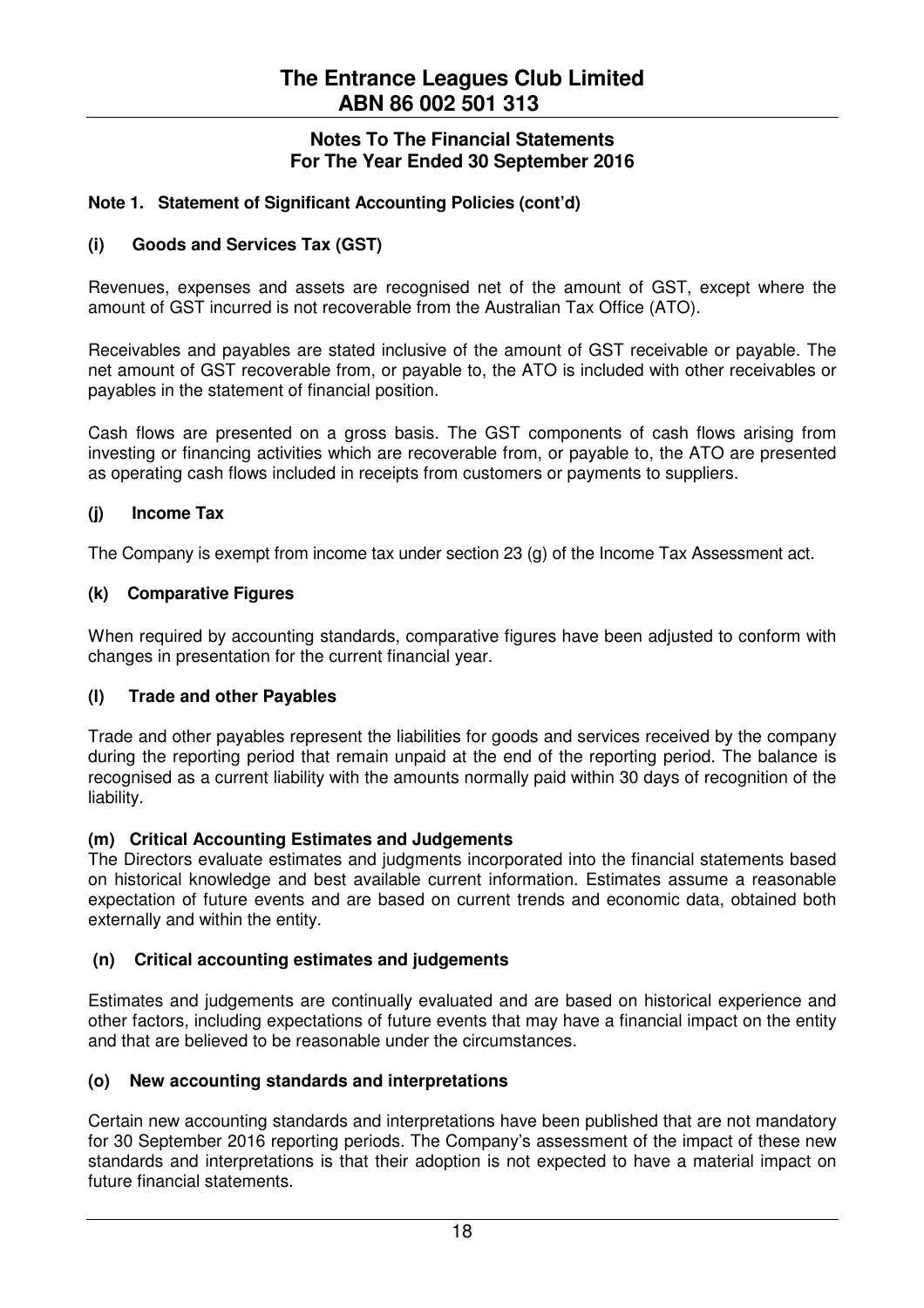# The Entrance Leagues Club Limited
# ABN 86 002 501 313

## Notes To The Financial Statements
## For The Year Ended 30 September 2016

### Note 1. Statement of Significant Accounting Policies (cont'd)

#### (i) Goods and Services Tax (GST)

Revenues, expenses and assets are recognised net of the amount of GST, except where the amount of GST incurred is not recoverable from the Australian Tax Office (ATO).

Receivables and payables are stated inclusive of the amount of GST receivable or payable. The net amount of GST recoverable from, or payable to, the ATO is included with other receivables or payables in the statement of financial position.

Cash flows are presented on a gross basis. The GST components of cash flows arising from investing or financing activities which are recoverable from, or payable to, the ATO are presented as operating cash flows included in receipts from customers or payments to suppliers.

#### (j) Income Tax

The Company is exempt from income tax under section 23 (g) of the Income Tax Assessment act.

#### (k) Comparative Figures

When required by accounting standards, comparative figures have been adjusted to conform with changes in presentation for the current financial year.

#### (l) Trade and other Payables

Trade and other payables represent the liabilities for goods and services received by the company during the reporting period that remain unpaid at the end of the reporting period. The balance is recognised as a current liability with the amounts normally paid within 30 days of recognition of the liability.

#### (m) Critical Accounting Estimates and Judgements

The Directors evaluate estimates and judgments incorporated into the financial statements based on historical knowledge and best available current information. Estimates assume a reasonable expectation of future events and are based on current trends and economic data, obtained both externally and within the entity.

#### (n) Critical accounting estimates and judgements

Estimates and judgements are continually evaluated and are based on historical experience and other factors, including expectations of future events that may have a financial impact on the entity and that are believed to be reasonable under the circumstances.

#### (o) New accounting standards and interpretations

Certain new accounting standards and interpretations have been published that are not mandatory for 30 September 2016 reporting periods. The Company's assessment of the impact of these new standards and interpretations is that their adoption is not expected to have a material impact on future financial statements.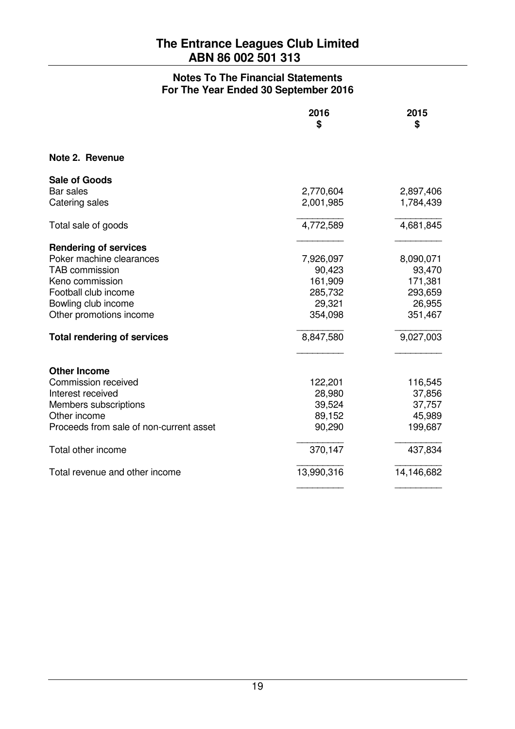# The Entrance Leagues Club Limited
## ABN 86 002 501 313

### Notes To The Financial Statements
### For The Year Ended 30 September 2016

| | 2016<br>$ | 2015<br>$ |
|---|---|---|
| **Note 2. Revenue** | | |
| **Sale of Goods** | | |
| Bar sales | 2,770,604 | 2,897,406 |
| Catering sales | 2,001,985 | 1,784,439 |
| Total sale of goods | 4,772,589 | 4,681,845 |
| **Rendering of services** | | |
| Poker machine clearances | 7,926,097 | 8,090,071 |
| TAB commission | 90,423 | 93,470 |
| Keno commission | 161,909 | 171,381 |
| Football club income | 285,732 | 293,659 |
| Bowling club income | 29,321 | 26,955 |
| Other promotions income | 354,098 | 351,467 |
| **Total rendering of services** | 8,847,580 | 9,027,003 |
| **Other Income** | | |
| Commission received | 122,201 | 116,545 |
| Interest received | 28,980 | 37,856 |
| Members subscriptions | 39,524 | 37,757 |
| Other income | 89,152 | 45,989 |
| Proceeds from sale of non-current asset | 90,290 | 199,687 |
| Total other income | 370,147 | 437,834 |
| Total revenue and other income | 13,990,316 | 14,146,682 |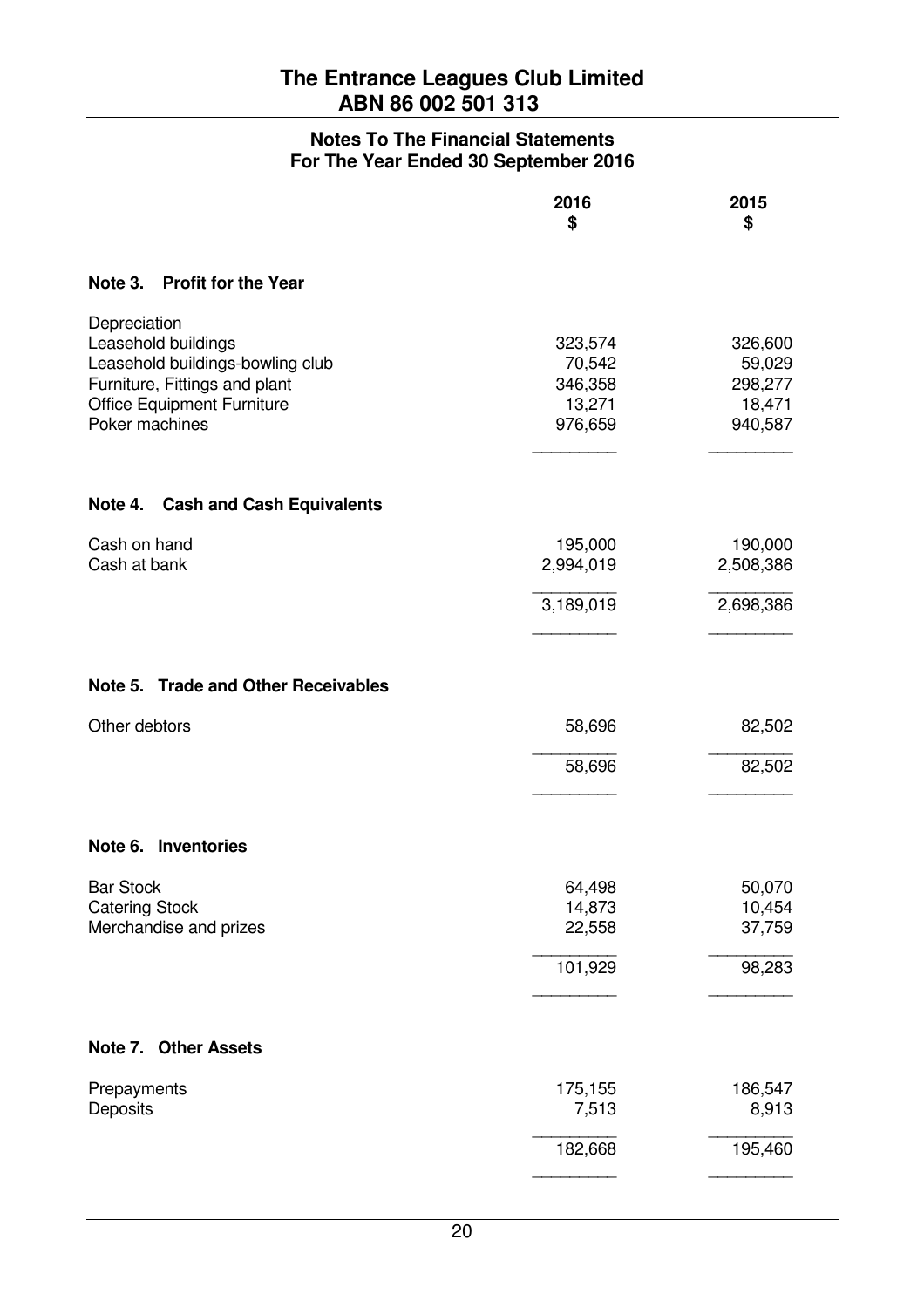# The Entrance Leagues Club Limited
# ABN 86 002 501 313

## Notes To The Financial Statements
## For The Year Ended 30 September 2016

| | 2016 $ | 2015 $ |
|---|---|---|
| **Note 3. Profit for the Year** | | |
| Depreciation | | |
| Leasehold buildings | 323,574 | 326,600 |
| Leasehold buildings-bowling club | 70,542 | 59,029 |
| Furniture, Fittings and plant | 346,358 | 298,277 |
| Office Equipment Furniture | 13,271 | 18,471 |
| Poker machines | 976,659 | 940,587 |

| | 2016 $ | 2015 $ |
|---|---|---|
| **Note 4. Cash and Cash Equivalents** | | |
| Cash on hand | 195,000 | 190,000 |
| Cash at bank | 2,994,019 | 2,508,386 |
| | 3,189,019 | 2,698,386 |

| | 2016 $ | 2015 $ |
|---|---|---|
| **Note 5. Trade and Other Receivables** | | |
| Other debtors | 58,696 | 82,502 |
| | 58,696 | 82,502 |

| | 2016 $ | 2015 $ |
|---|---|---|
| **Note 6. Inventories** | | |
| Bar Stock | 64,498 | 50,070 |
| Catering Stock | 14,873 | 10,454 |
| Merchandise and prizes | 22,558 | 37,759 |
| | 101,929 | 98,283 |

| | 2016 $ | 2015 $ |
|---|---|---|
| **Note 7. Other Assets** | | |
| Prepayments | 175,155 | 186,547 |
| Deposits | 7,513 | 8,913 |
| | 182,668 | 195,460 |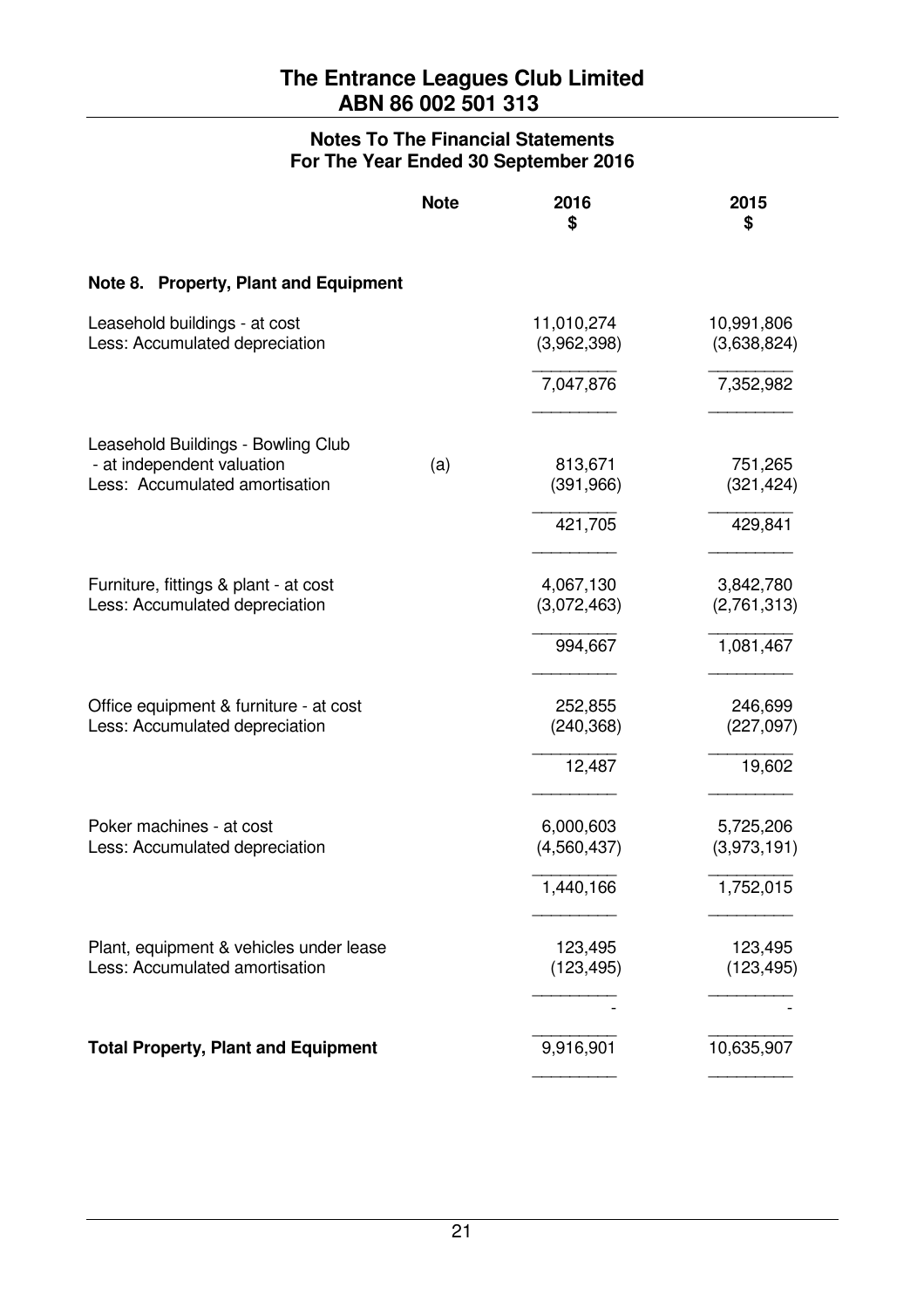# The Entrance Leagues Club Limited
## ABN 86 002 501 313

### Notes To The Financial Statements
### For The Year Ended 30 September 2016

| | Note | 2016 $ | 2015 $ |
|---|---|---|---|
| **Note 8. Property, Plant and Equipment** | | | |
| Leasehold buildings - at cost | | 11,010,274 | 10,991,806 |
| Less: Accumulated depreciation | | (3,962,398) | (3,638,824) |
| | | 7,047,876 | 7,352,982 |
| Leasehold Buildings - Bowling Club | | | |
| - at independent valuation | (a) | 813,671 | 751,265 |
| Less: Accumulated amortisation | | (391,966) | (321,424) |
| | | 421,705 | 429,841 |
| Furniture, fittings & plant - at cost | | 4,067,130 | 3,842,780 |
| Less: Accumulated depreciation | | (3,072,463) | (2,761,313) |
| | | 994,667 | 1,081,467 |
| Office equipment & furniture - at cost | | 252,855 | 246,699 |
| Less: Accumulated depreciation | | (240,368) | (227,097) |
| | | 12,487 | 19,602 |
| Poker machines - at cost | | 6,000,603 | 5,725,206 |
| Less: Accumulated depreciation | | (4,560,437) | (3,973,191) |
| | | 1,440,166 | 1,752,015 |
| Plant, equipment & vehicles under lease | | 123,495 | 123,495 |
| Less: Accumulated amortisation | | (123,495) | (123,495) |
| | | - | - |
| **Total Property, Plant and Equipment** | | 9,916,901 | 10,635,907 |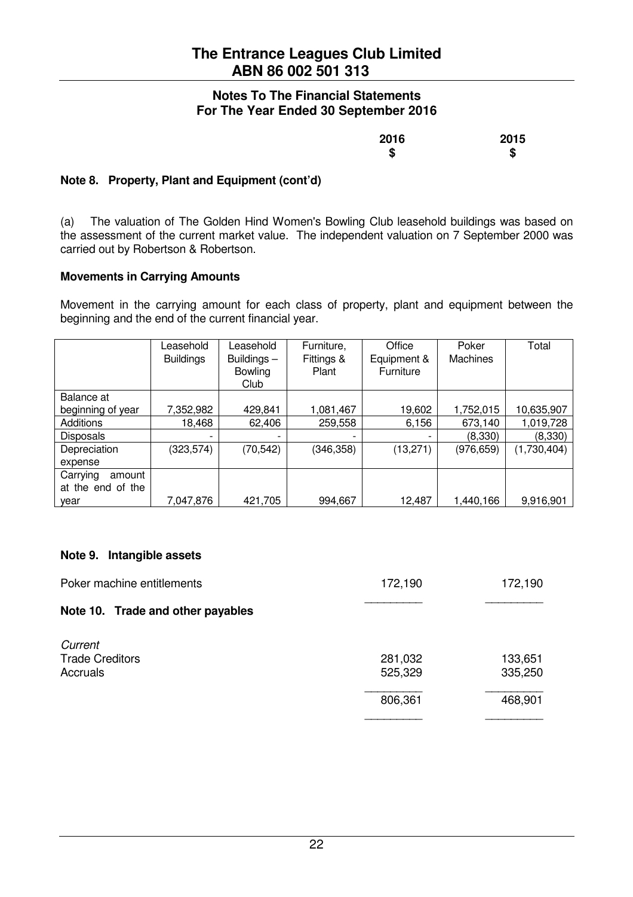# The Entrance Leagues Club Limited
## ABN 86 002 501 313

### Notes To The Financial Statements
### For The Year Ended 30 September 2016

| | 2016 $ | 2015 $ |
|---|---|---|

**Note 8. Property, Plant and Equipment (cont'd)**

(a) The valuation of The Golden Hind Women's Bowling Club leasehold buildings was based on the assessment of the current market value. The independent valuation on 7 September 2000 was carried out by Robertson & Robertson.

**Movements in Carrying Amounts**

Movement in the carrying amount for each class of property, plant and equipment between the beginning and the end of the current financial year.

| | Leasehold Buildings | Leasehold Buildings – Bowling Club | Furniture, Fittings & Plant | Office Equipment & Furniture | Poker Machines | Total |
|---|---|---|---|---|---|---|
| Balance at beginning of year | 7,352,982 | 429,841 | 1,081,467 | 19,602 | 1,752,015 | 10,635,907 |
| Additions | 18,468 | 62,406 | 259,558 | 6,156 | 673,140 | 1,019,728 |
| Disposals | - | - | - | - | (8,330) | (8,330) |
| Depreciation expense | (323,574) | (70,542) | (346,358) | (13,271) | (976,659) | (1,730,404) |
| Carrying amount at the end of the year | 7,047,876 | 421,705 | 994,667 | 12,487 | 1,440,166 | 9,916,901 |

**Note 9. Intangible assets**

| | 2016 $ | 2015 $ |
|---|---|---|
| Poker machine entitlements | 172,190 | 172,190 |

**Note 10. Trade and other payables**

| | 2016 $ | 2015 $ |
|---|---|---|
| *Current* | | |
| Trade Creditors | 281,032 | 133,651 |
| Accruals | 525,329 | 335,250 |
| | 806,361 | 468,901 |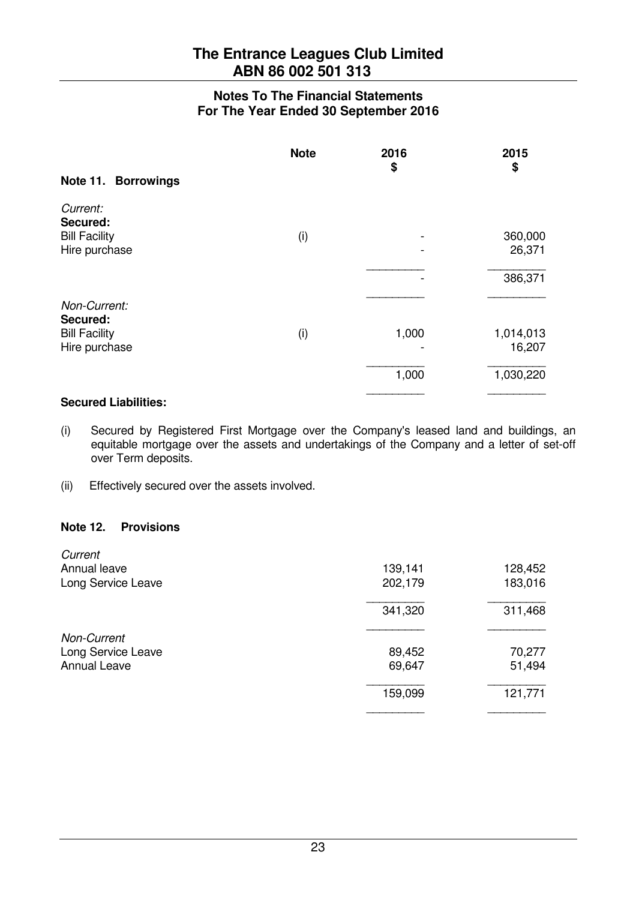# The Entrance Leagues Club Limited
## ABN 86 002 501 313

### Notes To The Financial Statements
### For The Year Ended 30 September 2016

| | Note | 2016<br>$ | 2015<br>$ |
|---|---|---|---|
| **Note 11. Borrowings** | | | |
| *Current:* | | | |
| **Secured:** | | | |
| Bill Facility | (i) | - | 360,000 |
| Hire purchase | | - | 26,371 |
| | | - | 386,371 |
| *Non-Current:* | | | |
| **Secured:** | | | |
| Bill Facility | (i) | 1,000 | 1,014,013 |
| Hire purchase | | - | 16,207 |
| | | 1,000 | 1,030,220 |

**Secured Liabilities:**

(i) Secured by Registered First Mortgage over the Company's leased land and buildings, an equitable mortgage over the assets and undertakings of the Company and a letter of set-off over Term deposits.

(ii) Effectively secured over the assets involved.

**Note 12. Provisions**

| | 2016 | 2015 |
|---|---|---|
| *Current* | | |
| Annual leave | 139,141 | 128,452 |
| Long Service Leave | 202,179 | 183,016 |
| | 341,320 | 311,468 |
| *Non-Current* | | |
| Long Service Leave | 89,452 | 70,277 |
| Annual Leave | 69,647 | 51,494 |
| | 159,099 | 121,771 |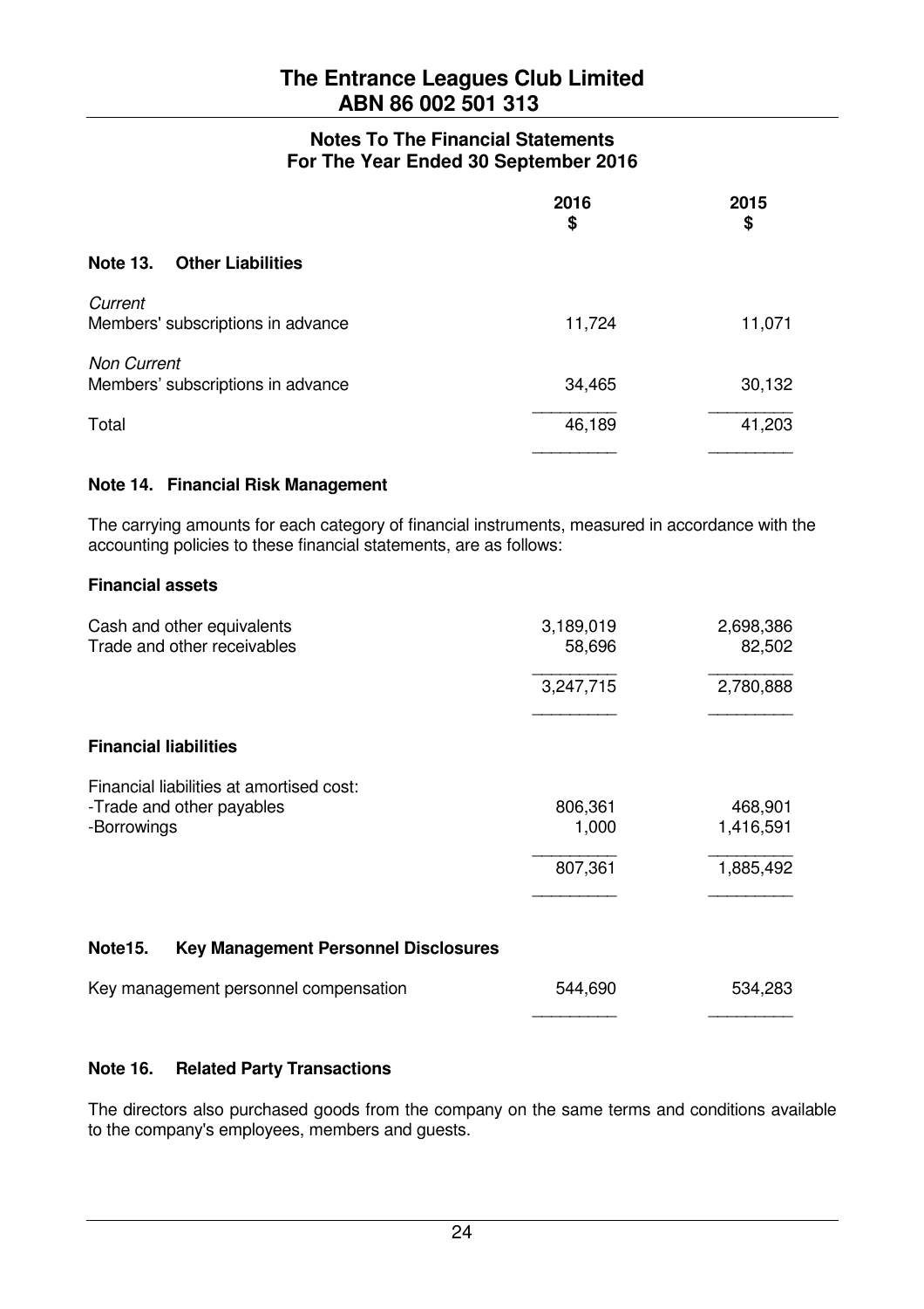# The Entrance Leagues Club Limited
## ABN 86 002 501 313

### Notes To The Financial Statements
### For The Year Ended 30 September 2016

| | 2016 $ | 2015 $ |
|---|---|---|
| **Note 13. Other Liabilities** | | |
| *Current* | | |
| Members' subscriptions in advance | 11,724 | 11,071 |
| *Non Current* | | |
| Members' subscriptions in advance | 34,465 | 30,132 |
| Total | 46,189 | 41,203 |

**Note 14. Financial Risk Management**

The carrying amounts for each category of financial instruments, measured in accordance with the accounting policies to these financial statements, are as follows:

| | 2016 $ | 2015 $ |
|---|---|---|
| **Financial assets** | | |
| Cash and other equivalents | 3,189,019 | 2,698,386 |
| Trade and other receivables | 58,696 | 82,502 |
| | 3,247,715 | 2,780,888 |
| **Financial liabilities** | | |
| Financial liabilities at amortised cost: | | |
| -Trade and other payables | 806,361 | 468,901 |
| -Borrowings | 1,000 | 1,416,591 |
| | 807,361 | 1,885,492 |

**Note15. Key Management Personnel Disclosures**

| | 2016 $ | 2015 $ |
|---|---|---|
| Key management personnel compensation | 544,690 | 534,283 |

**Note 16. Related Party Transactions**

The directors also purchased goods from the company on the same terms and conditions available to the company's employees, members and guests.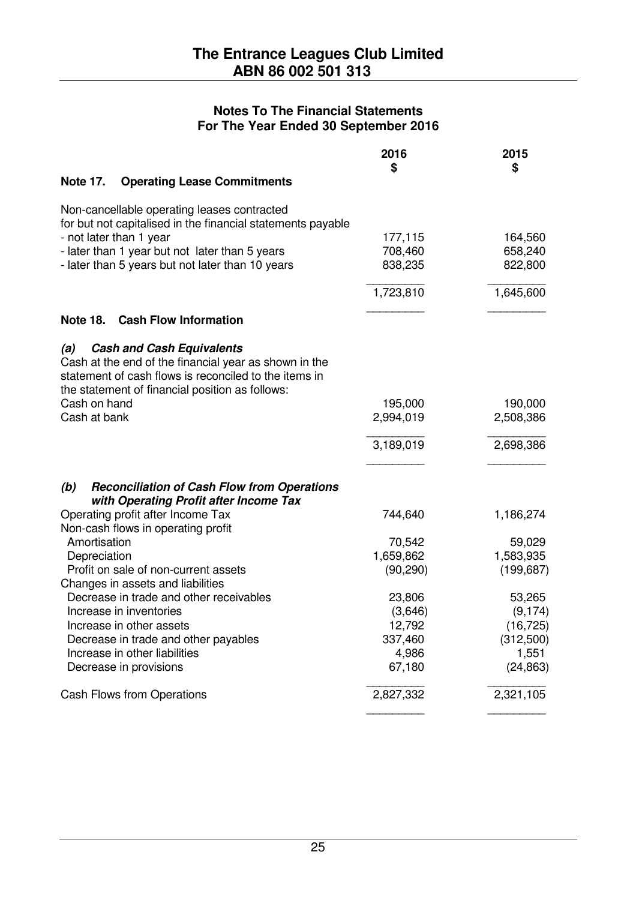# The Entrance Leagues Club Limited
## ABN 86 002 501 313

### Notes To The Financial Statements
### For The Year Ended 30 September 2016

| | 2016 $ | 2015 $ |
|---|---|---|
| **Note 17. Operating Lease Commitments** | | |
| Non-cancellable operating leases contracted for but not capitalised in the financial statements payable | | |
| - not later than 1 year | 177,115 | 164,560 |
| - later than 1 year but not later than 5 years | 708,460 | 658,240 |
| - later than 5 years but not later than 10 years | 838,235 | 822,800 |
| | 1,723,810 | 1,645,600 |

**Note 18. Cash Flow Information**

***(a) Cash and Cash Equivalents***

Cash at the end of the financial year as shown in the statement of cash flows is reconciled to the items in the statement of financial position as follows:

| | 2016 $ | 2015 $ |
|---|---|---|
| Cash on hand | 195,000 | 190,000 |
| Cash at bank | 2,994,019 | 2,508,386 |
| | 3,189,019 | 2,698,386 |

***(b) Reconciliation of Cash Flow from Operations with Operating Profit after Income Tax***

| | 2016 $ | 2015 $ |
|---|---|---|
| Operating profit after Income Tax | 744,640 | 1,186,274 |
| Non-cash flows in operating profit | | |
| Amortisation | 70,542 | 59,029 |
| Depreciation | 1,659,862 | 1,583,935 |
| Profit on sale of non-current assets | (90,290) | (199,687) |
| Changes in assets and liabilities | | |
| Decrease in trade and other receivables | 23,806 | 53,265 |
| Increase in inventories | (3,646) | (9,174) |
| Increase in other assets | 12,792 | (16,725) |
| Decrease in trade and other payables | 337,460 | (312,500) |
| Increase in other liabilities | 4,986 | 1,551 |
| Decrease in provisions | 67,180 | (24,863) |
| Cash Flows from Operations | 2,827,332 | 2,321,105 |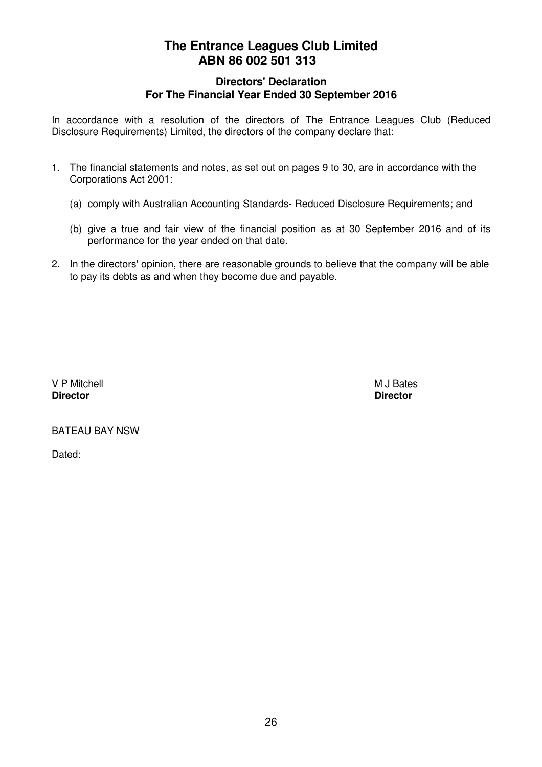# The Entrance Leagues Club Limited
## ABN 86 002 501 313

### Directors' Declaration
### For The Financial Year Ended 30 September 2016

In accordance with a resolution of the directors of The Entrance Leagues Club (Reduced Disclosure Requirements) Limited, the directors of the company declare that:

1. The financial statements and notes, as set out on pages 9 to 30, are in accordance with the Corporations Act 2001:

   (a) comply with Australian Accounting Standards- Reduced Disclosure Requirements; and

   (b) give a true and fair view of the financial position as at 30 September 2016 and of its performance for the year ended on that date.

2. In the directors' opinion, there are reasonable grounds to believe that the company will be able to pay its debts as and when they become due and payable.

V P Mitchell
**Director**

M J Bates
**Director**

BATEAU BAY NSW

Dated: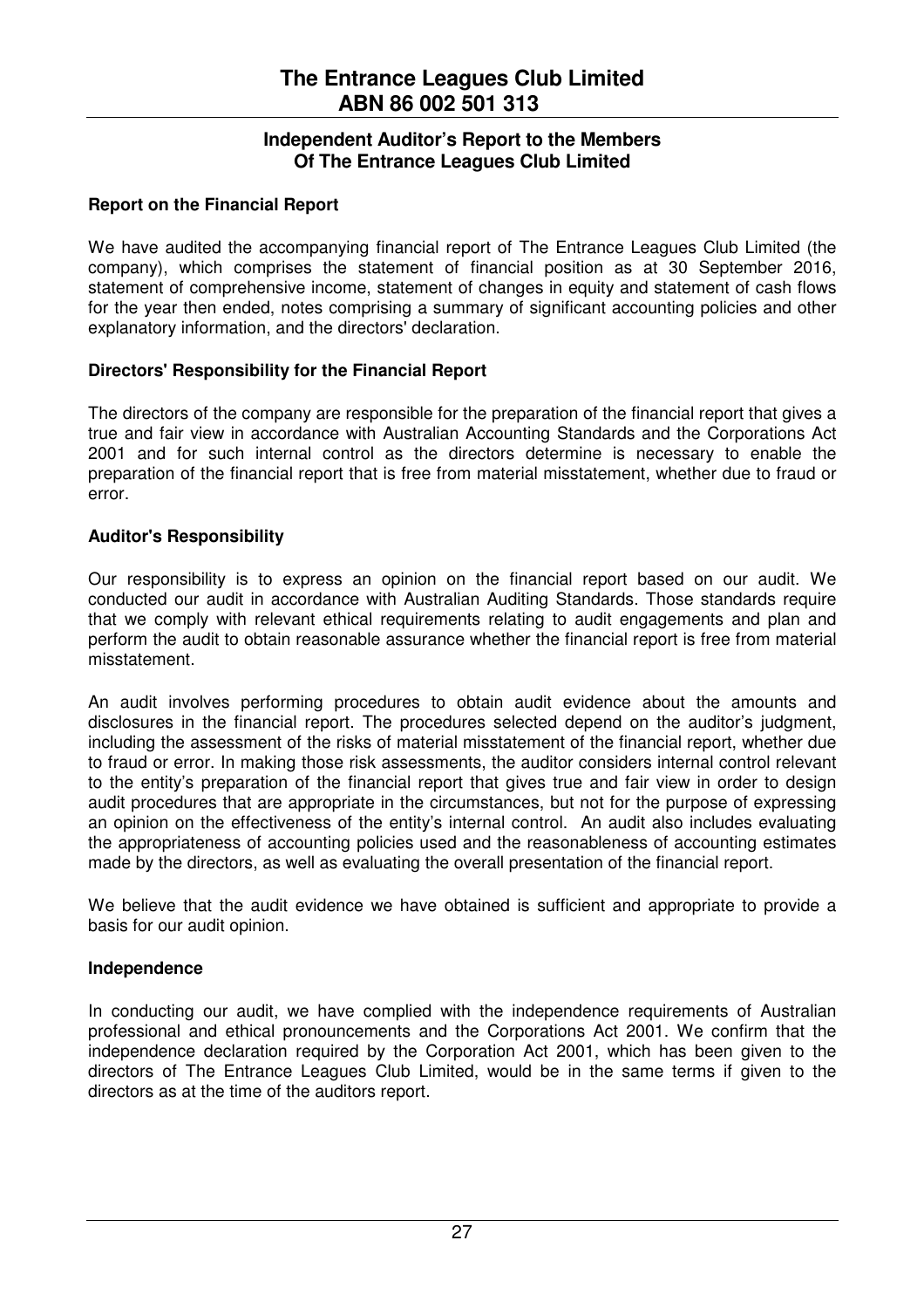# The Entrance Leagues Club Limited
# ABN 86 002 501 313

## Independent Auditor's Report to the Members Of The Entrance Leagues Club Limited

**Report on the Financial Report**

We have audited the accompanying financial report of The Entrance Leagues Club Limited (the company), which comprises the statement of financial position as at 30 September 2016, statement of comprehensive income, statement of changes in equity and statement of cash flows for the year then ended, notes comprising a summary of significant accounting policies and other explanatory information, and the directors' declaration.

**Directors' Responsibility for the Financial Report**

The directors of the company are responsible for the preparation of the financial report that gives a true and fair view in accordance with Australian Accounting Standards and the Corporations Act 2001 and for such internal control as the directors determine is necessary to enable the preparation of the financial report that is free from material misstatement, whether due to fraud or error.

**Auditor's Responsibility**

Our responsibility is to express an opinion on the financial report based on our audit. We conducted our audit in accordance with Australian Auditing Standards. Those standards require that we comply with relevant ethical requirements relating to audit engagements and plan and perform the audit to obtain reasonable assurance whether the financial report is free from material misstatement.

An audit involves performing procedures to obtain audit evidence about the amounts and disclosures in the financial report. The procedures selected depend on the auditor's judgment, including the assessment of the risks of material misstatement of the financial report, whether due to fraud or error. In making those risk assessments, the auditor considers internal control relevant to the entity's preparation of the financial report that gives true and fair view in order to design audit procedures that are appropriate in the circumstances, but not for the purpose of expressing an opinion on the effectiveness of the entity's internal control. An audit also includes evaluating the appropriateness of accounting policies used and the reasonableness of accounting estimates made by the directors, as well as evaluating the overall presentation of the financial report.

We believe that the audit evidence we have obtained is sufficient and appropriate to provide a basis for our audit opinion.

**Independence**

In conducting our audit, we have complied with the independence requirements of Australian professional and ethical pronouncements and the Corporations Act 2001. We confirm that the independence declaration required by the Corporation Act 2001, which has been given to the directors of The Entrance Leagues Club Limited, would be in the same terms if given to the directors as at the time of the auditors report.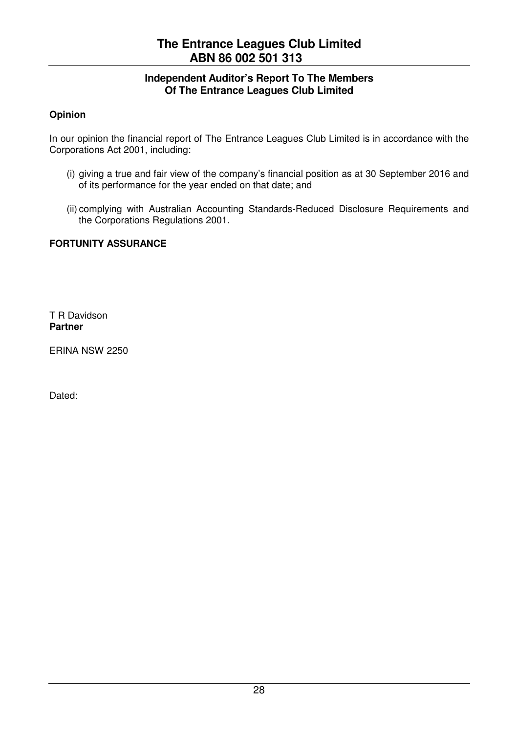## Independent Auditor's Report To The Members Of The Entrance Leagues Club Limited

**Opinion**

In our opinion the financial report of The Entrance Leagues Club Limited is in accordance with the Corporations Act 2001, including:

(i) giving a true and fair view of the company's financial position as at 30 September 2016 and of its performance for the year ended on that date; and

(ii) complying with Australian Accounting Standards-Reduced Disclosure Requirements and the Corporations Regulations 2001.

**FORTUNITY ASSURANCE**

T R Davidson
**Partner**

ERINA NSW 2250

Dated: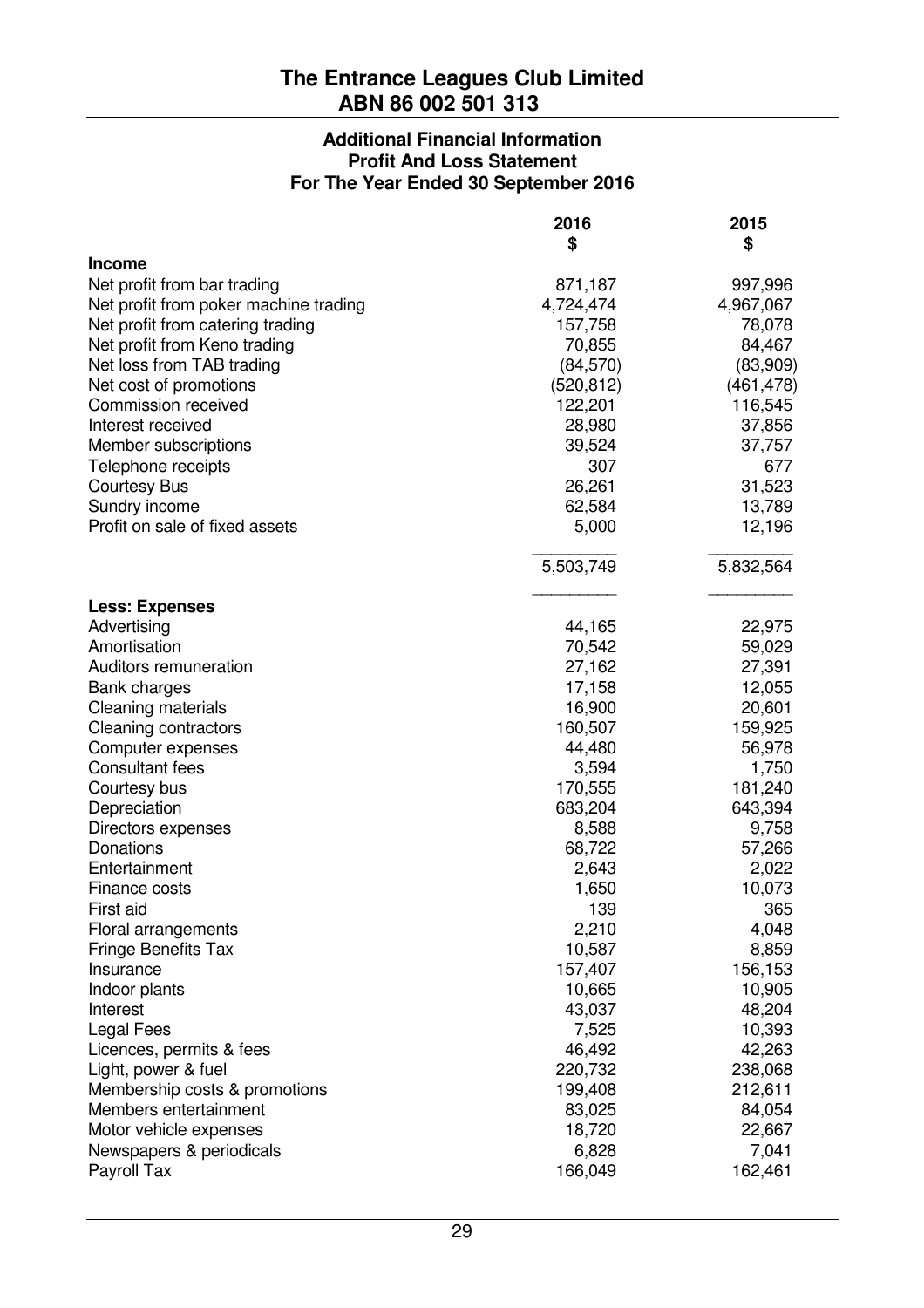# The Entrance Leagues Club Limited
## ABN 86 002 501 313

### Additional Financial Information
### Profit And Loss Statement
### For The Year Ended 30 September 2016

| | 2016 $ | 2015 $ |
|---|---|---|
| **Income** | | |
| Net profit from bar trading | 871,187 | 997,996 |
| Net profit from poker machine trading | 4,724,474 | 4,967,067 |
| Net profit from catering trading | 157,758 | 78,078 |
| Net profit from Keno trading | 70,855 | 84,467 |
| Net loss from TAB trading | (84,570) | (83,909) |
| Net cost of promotions | (520,812) | (461,478) |
| Commission received | 122,201 | 116,545 |
| Interest received | 28,980 | 37,856 |
| Member subscriptions | 39,524 | 37,757 |
| Telephone receipts | 307 | 677 |
| Courtesy Bus | 26,261 | 31,523 |
| Sundry income | 62,584 | 13,789 |
| Profit on sale of fixed assets | 5,000 | 12,196 |
| | 5,503,749 | 5,832,564 |
| **Less: Expenses** | | |
| Advertising | 44,165 | 22,975 |
| Amortisation | 70,542 | 59,029 |
| Auditors remuneration | 27,162 | 27,391 |
| Bank charges | 17,158 | 12,055 |
| Cleaning materials | 16,900 | 20,601 |
| Cleaning contractors | 160,507 | 159,925 |
| Computer expenses | 44,480 | 56,978 |
| Consultant fees | 3,594 | 1,750 |
| Courtesy bus | 170,555 | 181,240 |
| Depreciation | 683,204 | 643,394 |
| Directors expenses | 8,588 | 9,758 |
| Donations | 68,722 | 57,266 |
| Entertainment | 2,643 | 2,022 |
| Finance costs | 1,650 | 10,073 |
| First aid | 139 | 365 |
| Floral arrangements | 2,210 | 4,048 |
| Fringe Benefits Tax | 10,587 | 8,859 |
| Insurance | 157,407 | 156,153 |
| Indoor plants | 10,665 | 10,905 |
| Interest | 43,037 | 48,204 |
| Legal Fees | 7,525 | 10,393 |
| Licences, permits & fees | 46,492 | 42,263 |
| Light, power & fuel | 220,732 | 238,068 |
| Membership costs & promotions | 199,408 | 212,611 |
| Members entertainment | 83,025 | 84,054 |
| Motor vehicle expenses | 18,720 | 22,667 |
| Newspapers & periodicals | 6,828 | 7,041 |
| Payroll Tax | 166,049 | 162,461 |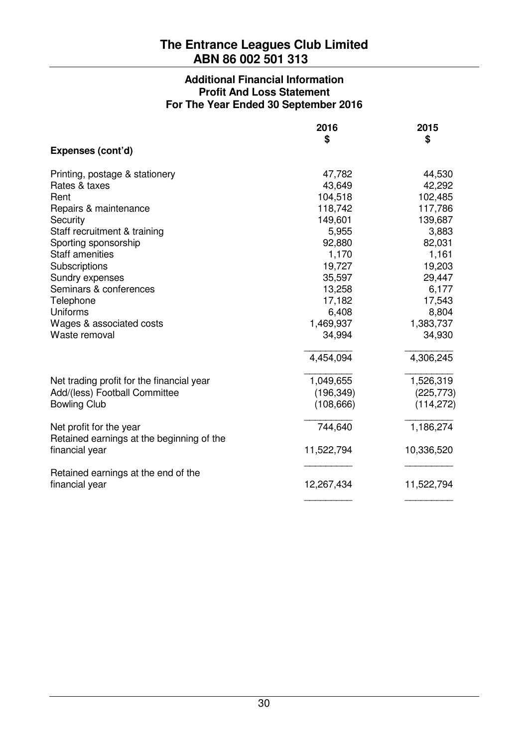# The Entrance Leagues Club Limited
## ABN 86 002 501 313

### Additional Financial Information
### Profit And Loss Statement
### For The Year Ended 30 September 2016

| | 2016<br>$ | 2015<br>$ |
|---|---|---|
| **Expenses (cont'd)** | | |
| Printing, postage & stationery | 47,782 | 44,530 |
| Rates & taxes | 43,649 | 42,292 |
| Rent | 104,518 | 102,485 |
| Repairs & maintenance | 118,742 | 117,786 |
| Security | 149,601 | 139,687 |
| Staff recruitment & training | 5,955 | 3,883 |
| Sporting sponsorship | 92,880 | 82,031 |
| Staff amenities | 1,170 | 1,161 |
| Subscriptions | 19,727 | 19,203 |
| Sundry expenses | 35,597 | 29,447 |
| Seminars & conferences | 13,258 | 6,177 |
| Telephone | 17,182 | 17,543 |
| Uniforms | 6,408 | 8,804 |
| Wages & associated costs | 1,469,937 | 1,383,737 |
| Waste removal | 34,994 | 34,930 |
| | 4,454,094 | 4,306,245 |
| Net trading profit for the financial year | 1,049,655 | 1,526,319 |
| Add/(less) Football Committee | (196,349) | (225,773) |
| Bowling Club | (108,666) | (114,272) |
| Net profit for the year | 744,640 | 1,186,274 |
| Retained earnings at the beginning of the financial year | 11,522,794 | 10,336,520 |
| Retained earnings at the end of the financial year | 12,267,434 | 11,522,794 |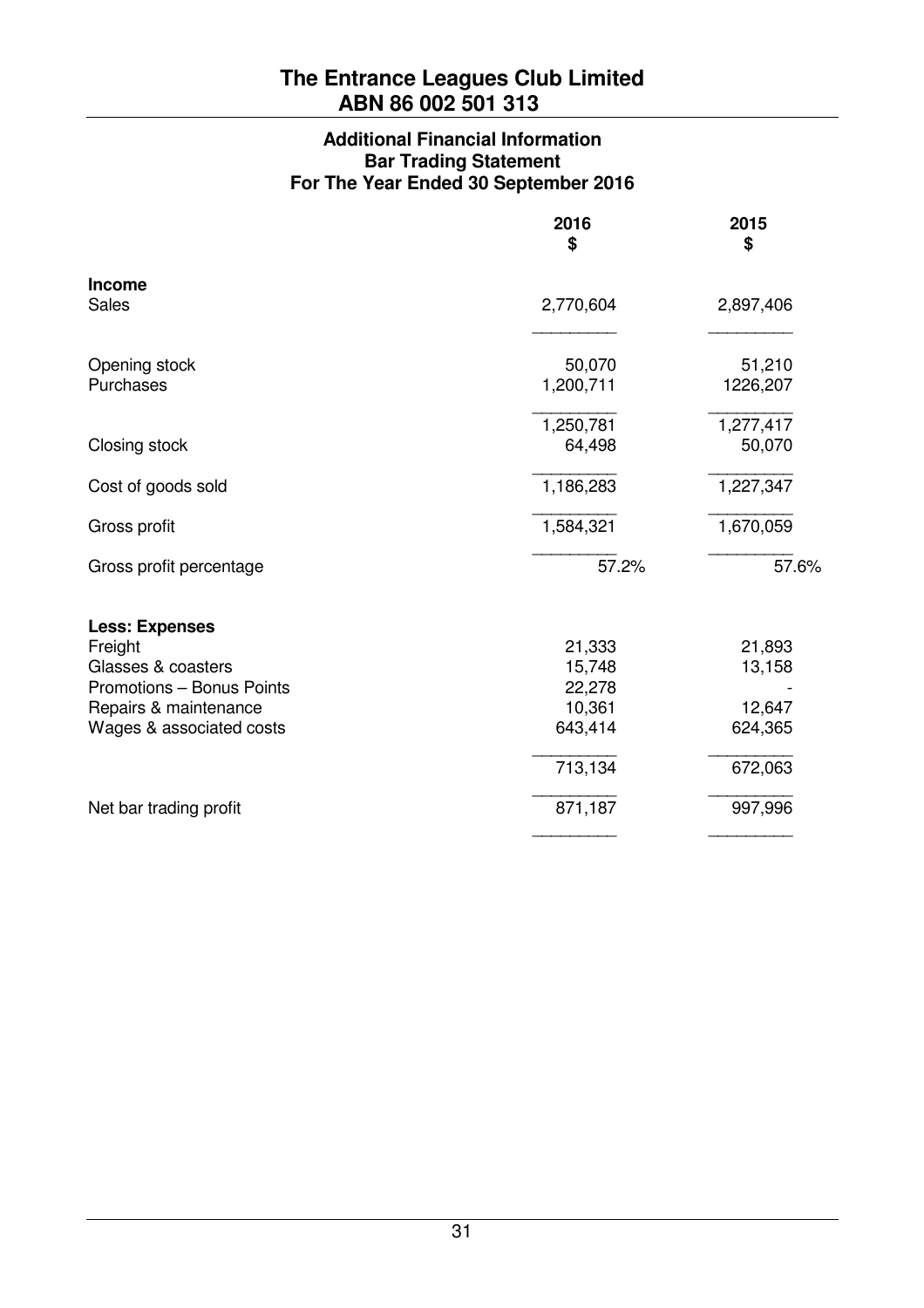# The Entrance Leagues Club Limited
## ABN 86 002 501 313

### Additional Financial Information
### Bar Trading Statement
### For The Year Ended 30 September 2016

| | 2016<br>$ | 2015<br>$ |
|---|---|---|
| **Income** | | |
| Sales | 2,770,604 | 2,897,406 |
| | | |
| Opening stock | 50,070 | 51,210 |
| Purchases | 1,200,711 | 1226,207 |
| | 1,250,781 | 1,277,417 |
| Closing stock | 64,498 | 50,070 |
| Cost of goods sold | 1,186,283 | 1,227,347 |
| Gross profit | 1,584,321 | 1,670,059 |
| Gross profit percentage | 57.2% | 57.6% |
| | | |
| **Less: Expenses** | | |
| Freight | 21,333 | 21,893 |
| Glasses & coasters | 15,748 | 13,158 |
| Promotions – Bonus Points | 22,278 | - |
| Repairs & maintenance | 10,361 | 12,647 |
| Wages & associated costs | 643,414 | 624,365 |
| | 713,134 | 672,063 |
| Net bar trading profit | 871,187 | 997,996 |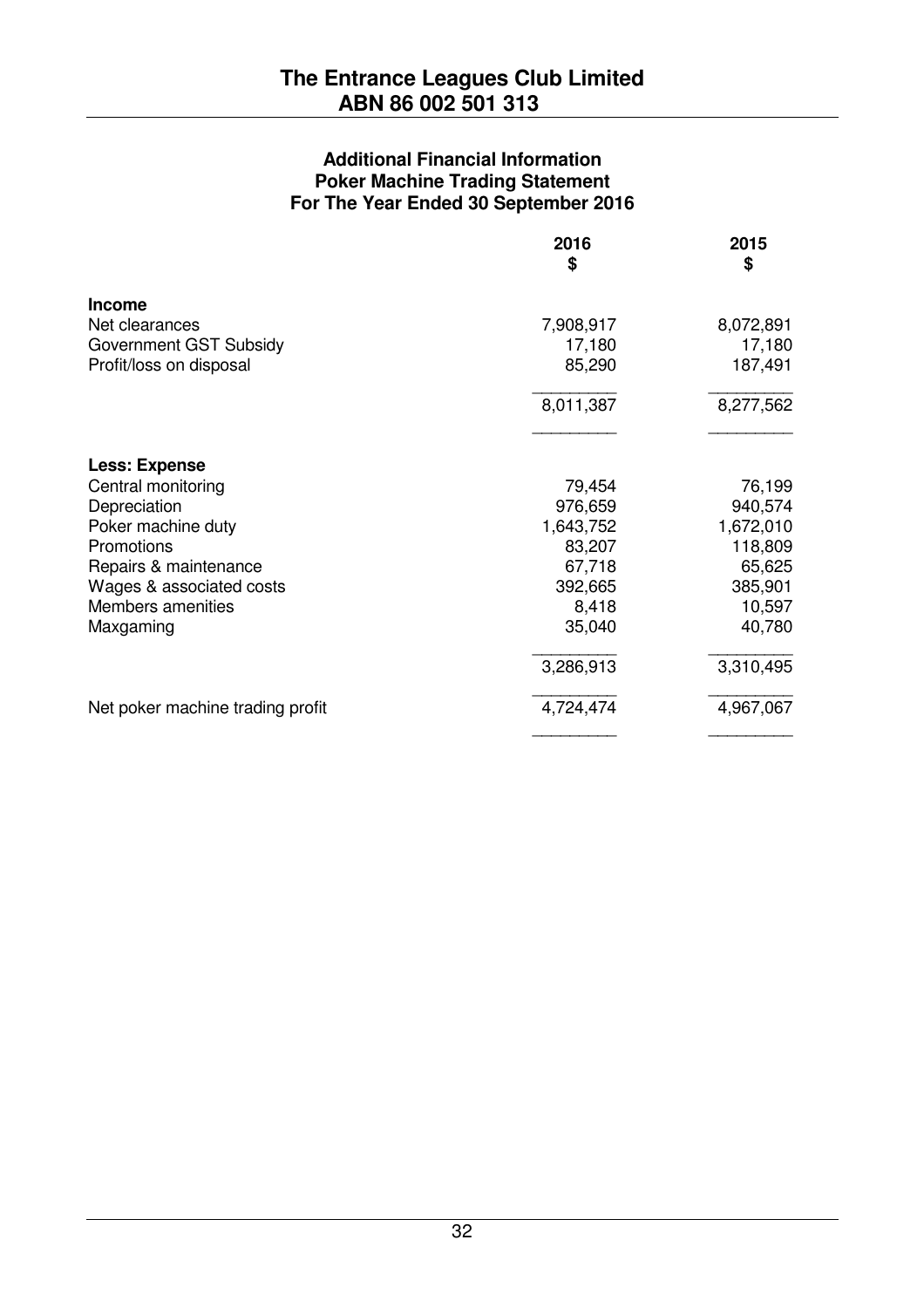# The Entrance Leagues Club Limited
## ABN 86 002 501 313

### Additional Financial Information
### Poker Machine Trading Statement
### For The Year Ended 30 September 2016

| | 2016<br>$ | 2015<br>$ |
|---|---|---|
| **Income** | | |
| Net clearances | 7,908,917 | 8,072,891 |
| Government GST Subsidy | 17,180 | 17,180 |
| Profit/loss on disposal | 85,290 | 187,491 |
| | 8,011,387 | 8,277,562 |
| **Less: Expense** | | |
| Central monitoring | 79,454 | 76,199 |
| Depreciation | 976,659 | 940,574 |
| Poker machine duty | 1,643,752 | 1,672,010 |
| Promotions | 83,207 | 118,809 |
| Repairs & maintenance | 67,718 | 65,625 |
| Wages & associated costs | 392,665 | 385,901 |
| Members amenities | 8,418 | 10,597 |
| Maxgaming | 35,040 | 40,780 |
| | 3,286,913 | 3,310,495 |
| Net poker machine trading profit | 4,724,474 | 4,967,067 |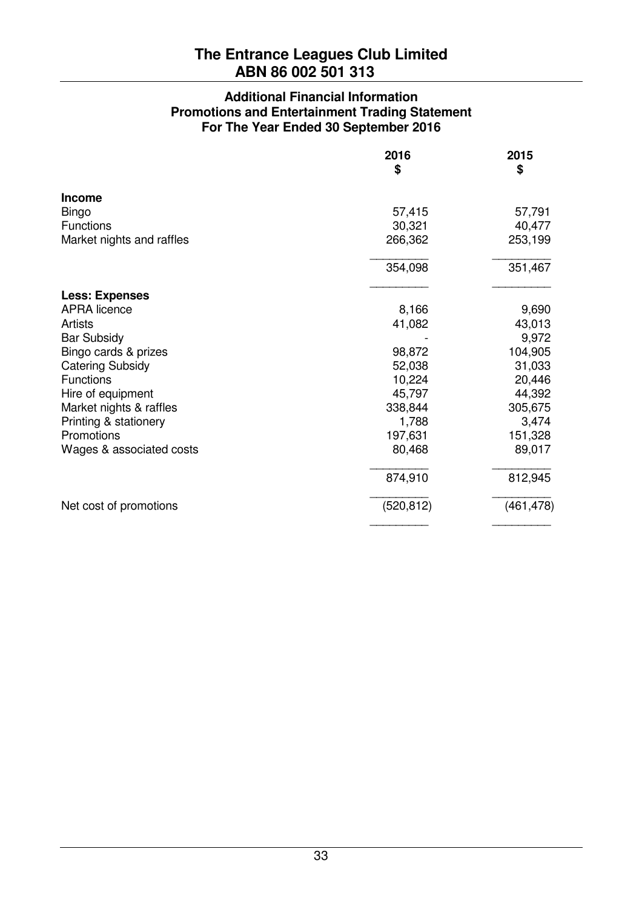# The Entrance Leagues Club Limited
## ABN 86 002 501 313

### Additional Financial Information
### Promotions and Entertainment Trading Statement
### For The Year Ended 30 September 2016

| | 2016<br>$ | 2015<br>$ |
|---|---:|---:|
| **Income** | | |
| Bingo | 57,415 | 57,791 |
| Functions | 30,321 | 40,477 |
| Market nights and raffles | 266,362 | 253,199 |
| | 354,098 | 351,467 |
| **Less: Expenses** | | |
| APRA licence | 8,166 | 9,690 |
| Artists | 41,082 | 43,013 |
| Bar Subsidy | - | 9,972 |
| Bingo cards & prizes | 98,872 | 104,905 |
| Catering Subsidy | 52,038 | 31,033 |
| Functions | 10,224 | 20,446 |
| Hire of equipment | 45,797 | 44,392 |
| Market nights & raffles | 338,844 | 305,675 |
| Printing & stationery | 1,788 | 3,474 |
| Promotions | 197,631 | 151,328 |
| Wages & associated costs | 80,468 | 89,017 |
| | 874,910 | 812,945 |
| Net cost of promotions | (520,812) | (461,478) |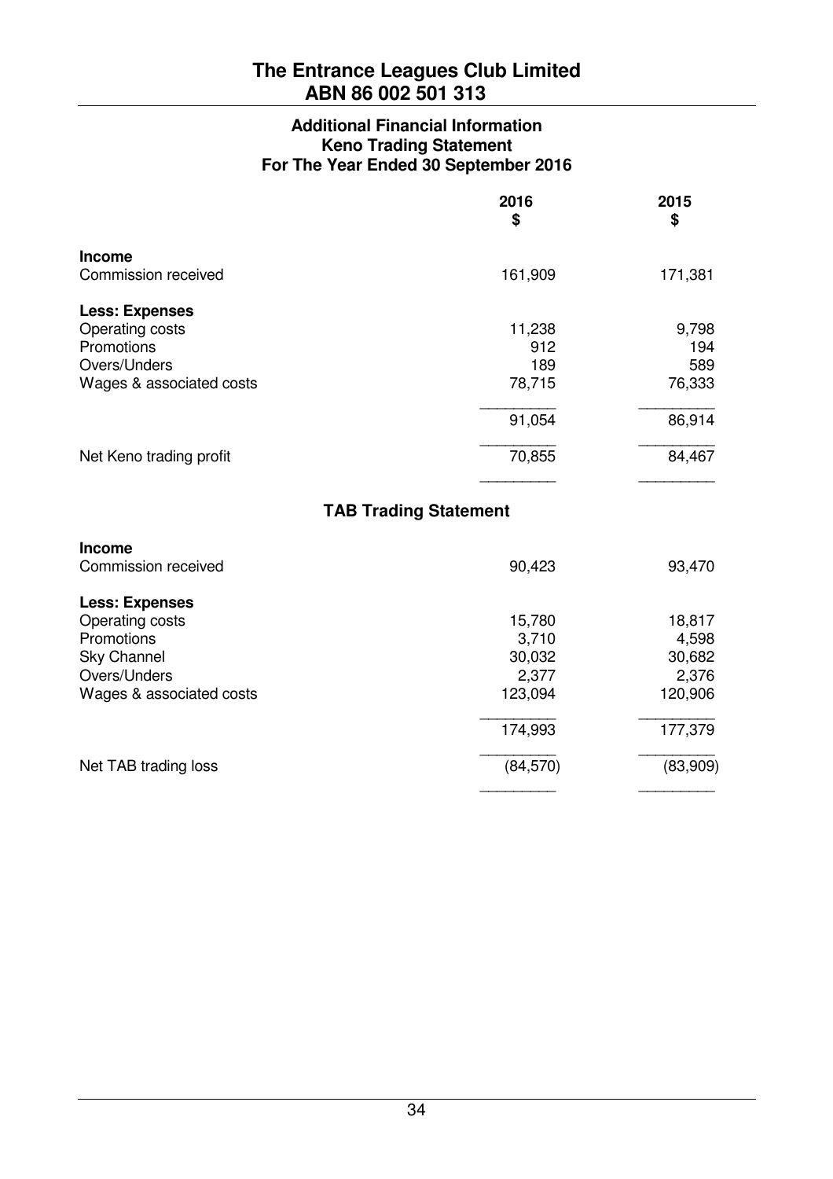# The Entrance Leagues Club Limited
## ABN 86 002 501 313

### Additional Financial Information
### Keno Trading Statement
### For The Year Ended 30 September 2016

| | 2016<br>$ | 2015<br>$ |
|---|---|---|
| **Income** | | |
| Commission received | 161,909 | 171,381 |
| **Less: Expenses** | | |
| Operating costs | 11,238 | 9,798 |
| Promotions | 912 | 194 |
| Overs/Unders | 189 | 589 |
| Wages & associated costs | 78,715 | 76,333 |
| | 91,054 | 86,914 |
| Net Keno trading profit | 70,855 | 84,467 |

### TAB Trading Statement

| | 2016<br>$ | 2015<br>$ |
|---|---|---|
| **Income** | | |
| Commission received | 90,423 | 93,470 |
| **Less: Expenses** | | |
| Operating costs | 15,780 | 18,817 |
| Promotions | 3,710 | 4,598 |
| Sky Channel | 30,032 | 30,682 |
| Overs/Unders | 2,377 | 2,376 |
| Wages & associated costs | 123,094 | 120,906 |
| | 174,993 | 177,379 |
| Net TAB trading loss | (84,570) | (83,909) |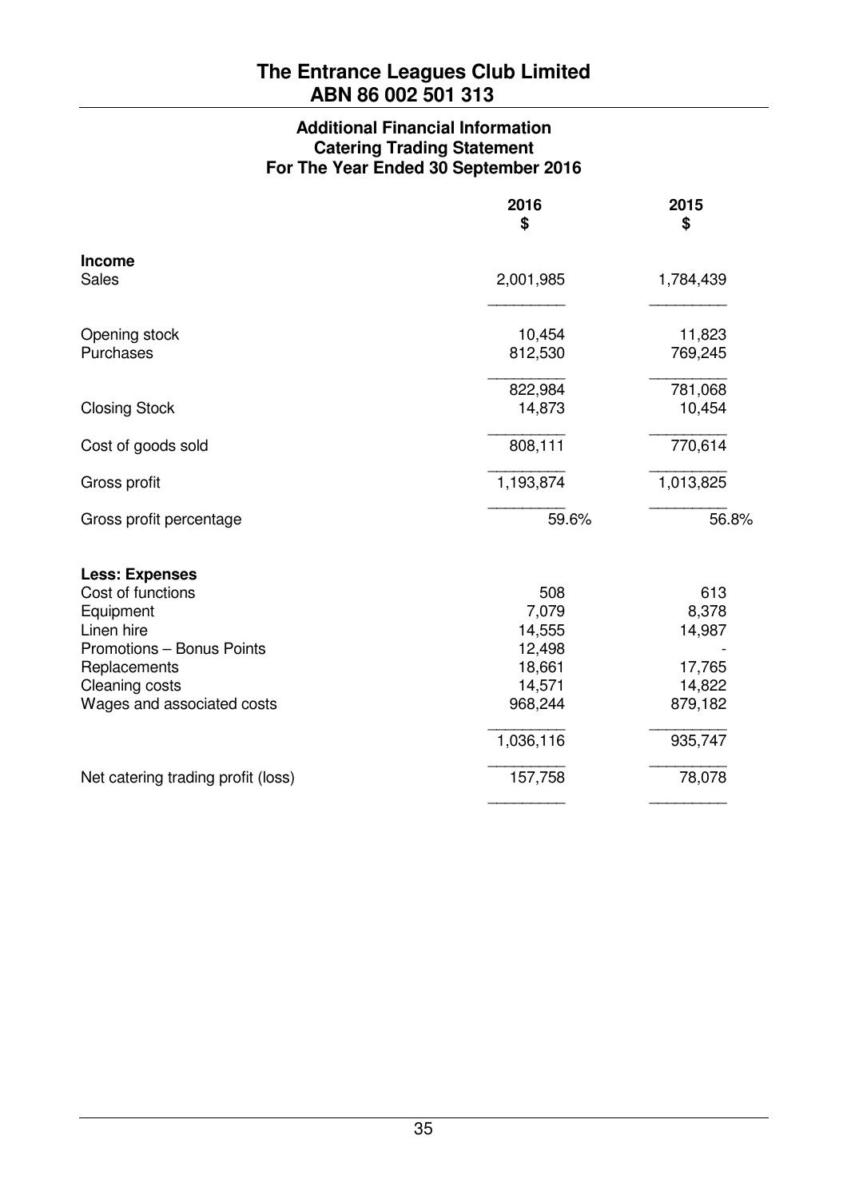# The Entrance Leagues Club Limited
## ABN 86 002 501 313

### Additional Financial Information
### Catering Trading Statement
### For The Year Ended 30 September 2016

| | 2016<br>$ | 2015<br>$ |
|---|---|---|
| **Income** | | |
| Sales | 2,001,985 | 1,784,439 |
| | | |
| Opening stock | 10,454 | 11,823 |
| Purchases | 812,530 | 769,245 |
| | 822,984 | 781,068 |
| Closing Stock | 14,873 | 10,454 |
| | | |
| Cost of goods sold | 808,111 | 770,614 |
| | | |
| Gross profit | 1,193,874 | 1,013,825 |
| | | |
| Gross profit percentage | 59.6% | 56.8% |
| | | |
| **Less: Expenses** | | |
| Cost of functions | 508 | 613 |
| Equipment | 7,079 | 8,378 |
| Linen hire | 14,555 | 14,987 |
| Promotions – Bonus Points | 12,498 | - |
| Replacements | 18,661 | 17,765 |
| Cleaning costs | 14,571 | 14,822 |
| Wages and associated costs | 968,244 | 879,182 |
| | 1,036,116 | 935,747 |
| | | |
| Net catering trading profit (loss) | 157,758 | 78,078 |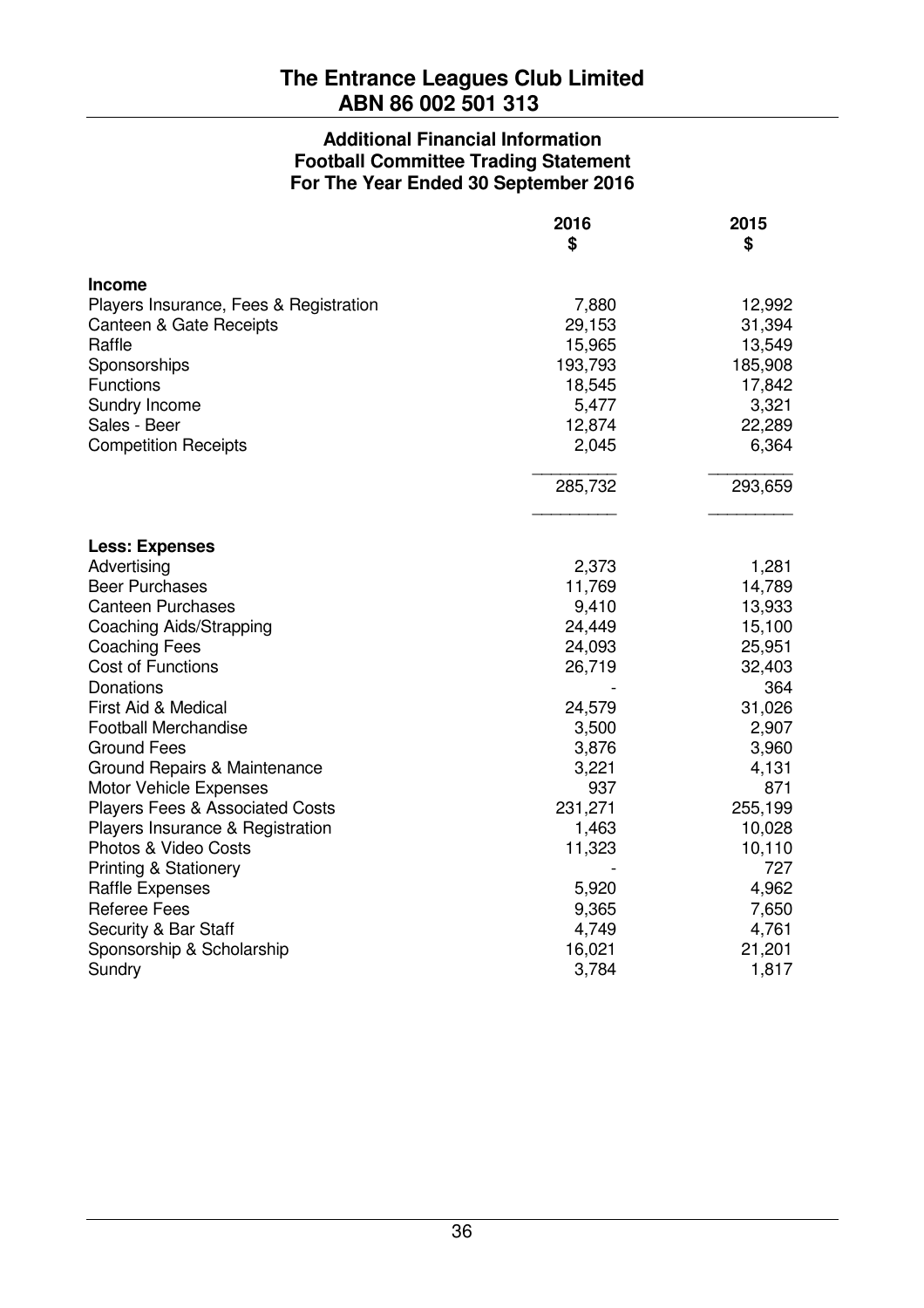# The Entrance Leagues Club Limited
## ABN 86 002 501 313

### Additional Financial Information
### Football Committee Trading Statement
### For The Year Ended 30 September 2016

| | 2016 $ | 2015 $ |
|---|---|---|
| **Income** | | |
| Players Insurance, Fees & Registration | 7,880 | 12,992 |
| Canteen & Gate Receipts | 29,153 | 31,394 |
| Raffle | 15,965 | 13,549 |
| Sponsorships | 193,793 | 185,908 |
| Functions | 18,545 | 17,842 |
| Sundry Income | 5,477 | 3,321 |
| Sales - Beer | 12,874 | 22,289 |
| Competition Receipts | 2,045 | 6,364 |
| | 285,732 | 293,659 |
| **Less: Expenses** | | |
| Advertising | 2,373 | 1,281 |
| Beer Purchases | 11,769 | 14,789 |
| Canteen Purchases | 9,410 | 13,933 |
| Coaching Aids/Strapping | 24,449 | 15,100 |
| Coaching Fees | 24,093 | 25,951 |
| Cost of Functions | 26,719 | 32,403 |
| Donations | - | 364 |
| First Aid & Medical | 24,579 | 31,026 |
| Football Merchandise | 3,500 | 2,907 |
| Ground Fees | 3,876 | 3,960 |
| Ground Repairs & Maintenance | 3,221 | 4,131 |
| Motor Vehicle Expenses | 937 | 871 |
| Players Fees & Associated Costs | 231,271 | 255,199 |
| Players Insurance & Registration | 1,463 | 10,028 |
| Photos & Video Costs | 11,323 | 10,110 |
| Printing & Stationery | - | 727 |
| Raffle Expenses | 5,920 | 4,962 |
| Referee Fees | 9,365 | 7,650 |
| Security & Bar Staff | 4,749 | 4,761 |
| Sponsorship & Scholarship | 16,021 | 21,201 |
| Sundry | 3,784 | 1,817 |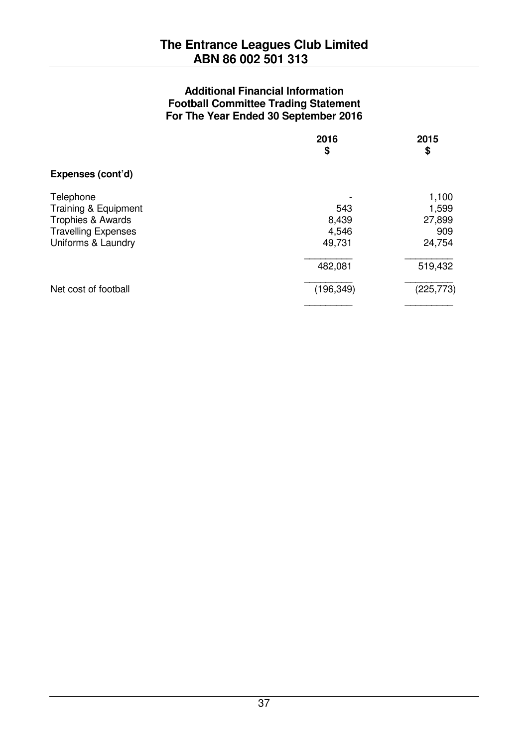# The Entrance Leagues Club Limited
## ABN 86 002 501 313

### Additional Financial Information
### Football Committee Trading Statement
### For The Year Ended 30 September 2016

| | 2016 $ | 2015 $ |
|---|---|---|
| **Expenses (cont'd)** | | |
| Telephone | - | 1,100 |
| Training & Equipment | 543 | 1,599 |
| Trophies & Awards | 8,439 | 27,899 |
| Travelling Expenses | 4,546 | 909 |
| Uniforms & Laundry | 49,731 | 24,754 |
| | 482,081 | 519,432 |
| Net cost of football | (196,349) | (225,773) |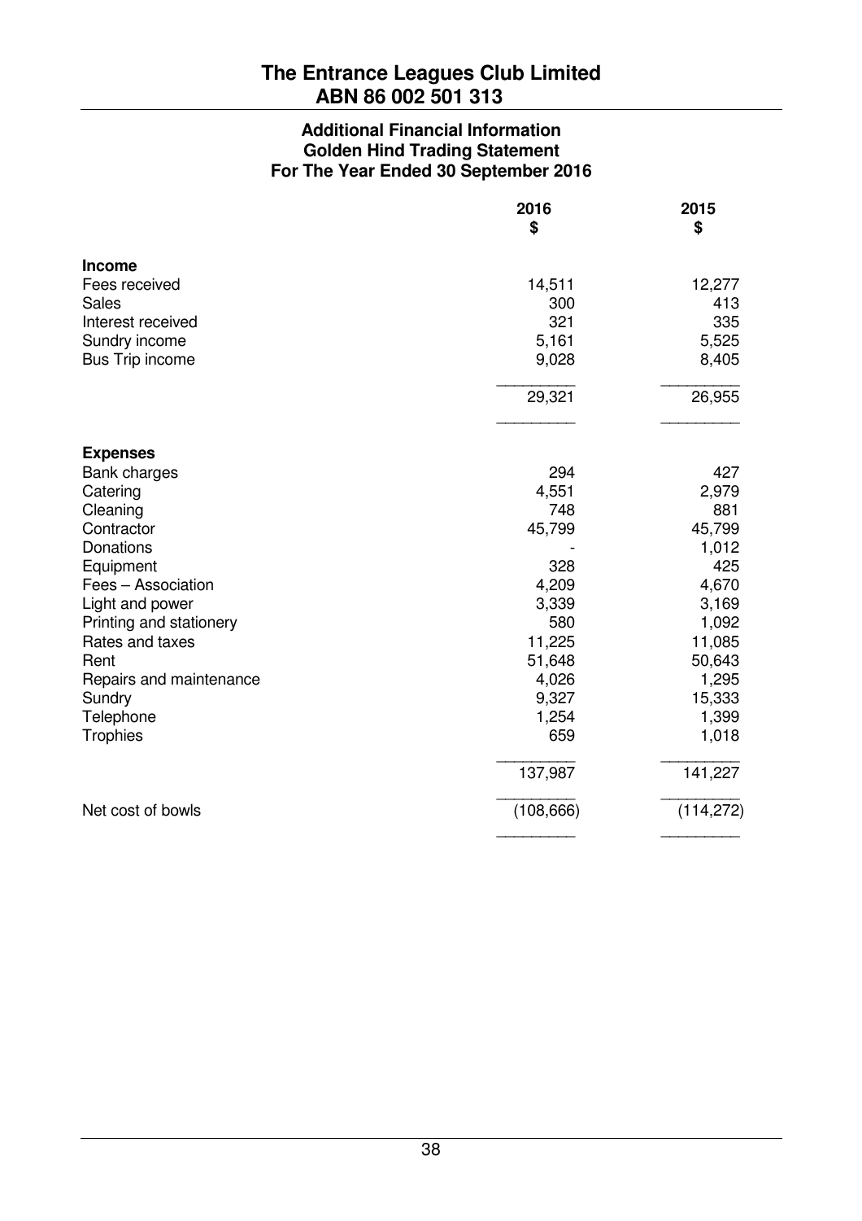# The Entrance Leagues Club Limited
## ABN 86 002 501 313

### Additional Financial Information
### Golden Hind Trading Statement
### For The Year Ended 30 September 2016

| | 2016<br>$ | 2015<br>$ |
|---|---|---|
| **Income** | | |
| Fees received | 14,511 | 12,277 |
| Sales | 300 | 413 |
| Interest received | 321 | 335 |
| Sundry income | 5,161 | 5,525 |
| Bus Trip income | 9,028 | 8,405 |
| | 29,321 | 26,955 |
| **Expenses** | | |
| Bank charges | 294 | 427 |
| Catering | 4,551 | 2,979 |
| Cleaning | 748 | 881 |
| Contractor | 45,799 | 45,799 |
| Donations | - | 1,012 |
| Equipment | 328 | 425 |
| Fees – Association | 4,209 | 4,670 |
| Light and power | 3,339 | 3,169 |
| Printing and stationery | 580 | 1,092 |
| Rates and taxes | 11,225 | 11,085 |
| Rent | 51,648 | 50,643 |
| Repairs and maintenance | 4,026 | 1,295 |
| Sundry | 9,327 | 15,333 |
| Telephone | 1,254 | 1,399 |
| Trophies | 659 | 1,018 |
| | 137,987 | 141,227 |
| Net cost of bowls | (108,666) | (114,272) |